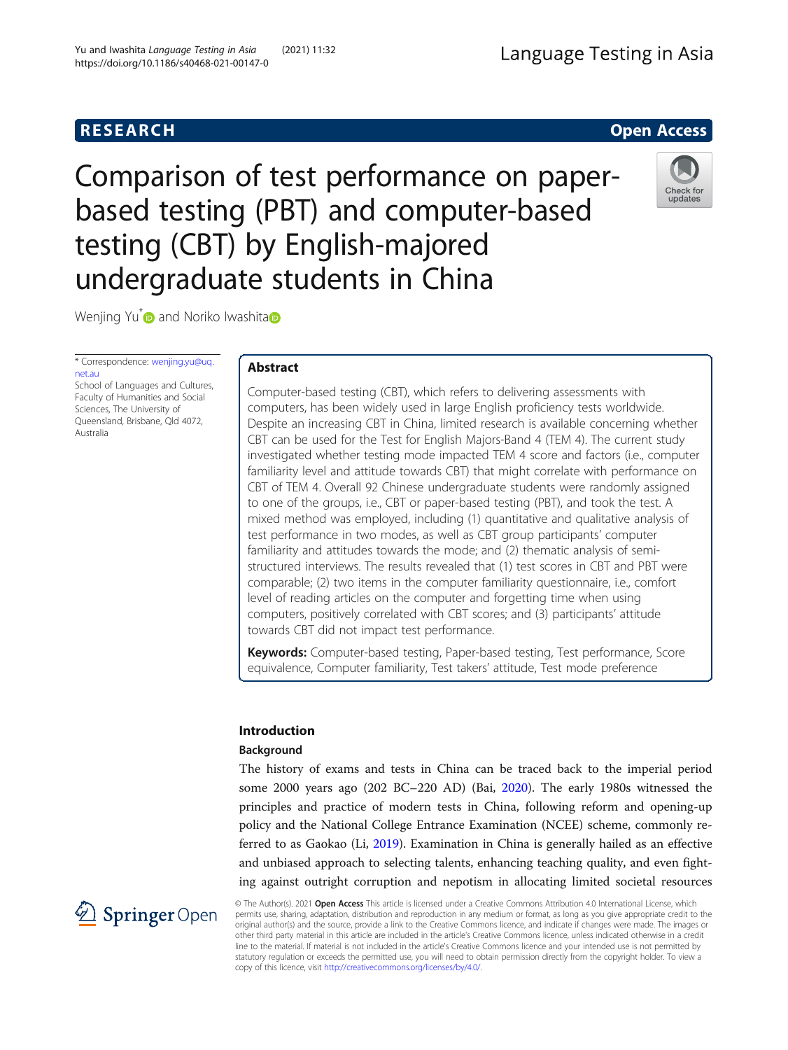RESEARCH

Open Access

# Comparison of test performance on paper-based testing (PBT) and computer-based testing (CBT) by English-majored undergraduate students in China

Wenjing Yu* and Noriko Iwashita

* Correspondence: wenjing.yu@uq.net.au
School of Languages and Cultures, Faculty of Humanities and Social Sciences, The University of Queensland, Brisbane, Qld 4072, Australia

## Abstract

Computer-based testing (CBT), which refers to delivering assessments with computers, has been widely used in large English proficiency tests worldwide. Despite an increasing CBT in China, limited research is available concerning whether CBT can be used for the Test for English Majors-Band 4 (TEM 4). The current study investigated whether testing mode impacted TEM 4 score and factors (i.e., computer familiarity level and attitude towards CBT) that might correlate with performance on CBT of TEM 4. Overall 92 Chinese undergraduate students were randomly assigned to one of the groups, i.e., CBT or paper-based testing (PBT), and took the test. A mixed method was employed, including (1) quantitative and qualitative analysis of test performance in two modes, as well as CBT group participants' computer familiarity and attitudes towards the mode; and (2) thematic analysis of semi-structured interviews. The results revealed that (1) test scores in CBT and PBT were comparable; (2) two items in the computer familiarity questionnaire, i.e., comfort level of reading articles on the computer and forgetting time when using computers, positively correlated with CBT scores; and (3) participants' attitude towards CBT did not impact test performance.

**Keywords:** Computer-based testing, Paper-based testing, Test performance, Score equivalence, Computer familiarity, Test takers' attitude, Test mode preference

## Introduction

### Background

The history of exams and tests in China can be traced back to the imperial period some 2000 years ago (202 BC–220 AD) (Bai, 2020). The early 1980s witnessed the principles and practice of modern tests in China, following reform and opening-up policy and the National College Entrance Examination (NCEE) scheme, commonly referred to as Gaokao (Li, 2019). Examination in China is generally hailed as an effective and unbiased approach to selecting talents, enhancing teaching quality, and even fighting against outright corruption and nepotism in allocating limited societal resources

© The Author(s). 2021 **Open Access** This article is licensed under a Creative Commons Attribution 4.0 International License, which permits use, sharing, adaptation, distribution and reproduction in any medium or format, as long as you give appropriate credit to the original author(s) and the source, provide a link to the Creative Commons licence, and indicate if changes were made. The images or other third party material in this article are included in the article's Creative Commons licence, unless indicated otherwise in a credit line to the material. If material is not included in the article's Creative Commons licence and your intended use is not permitted by statutory regulation or exceeds the permitted use, you will need to obtain permission directly from the copyright holder. To view a copy of this licence, visit http://creativecommons.org/licenses/by/4.0/.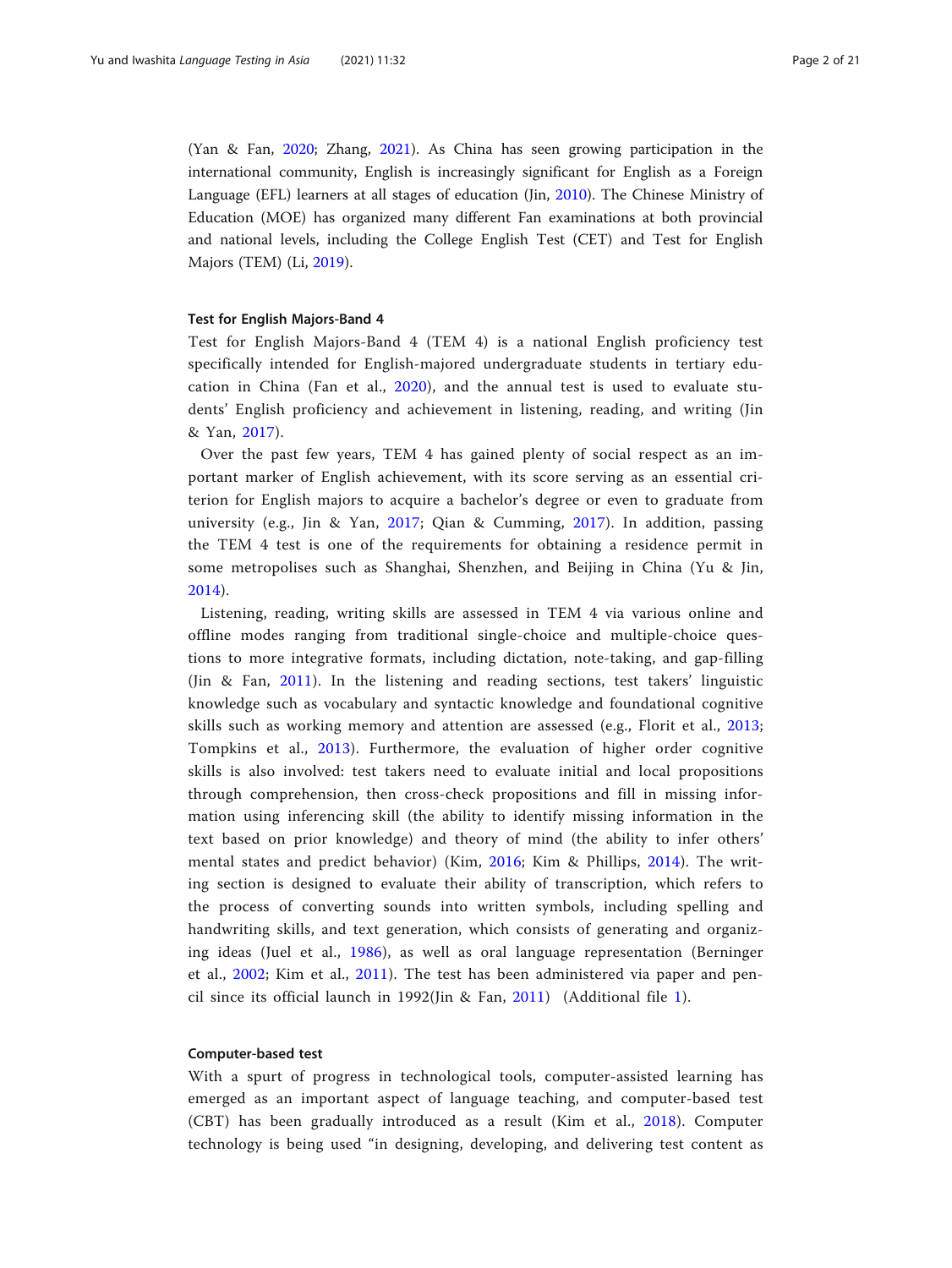(Yan & Fan, 2020; Zhang, 2021). As China has seen growing participation in the international community, English is increasingly significant for English as a Foreign Language (EFL) learners at all stages of education (Jin, 2010). The Chinese Ministry of Education (MOE) has organized many different Fan examinations at both provincial and national levels, including the College English Test (CET) and Test for English Majors (TEM) (Li, 2019).

### Test for English Majors-Band 4

Test for English Majors-Band 4 (TEM 4) is a national English proficiency test specifically intended for English-majored undergraduate students in tertiary education in China (Fan et al., 2020), and the annual test is used to evaluate students' English proficiency and achievement in listening, reading, and writing (Jin & Yan, 2017).

Over the past few years, TEM 4 has gained plenty of social respect as an important marker of English achievement, with its score serving as an essential criterion for English majors to acquire a bachelor's degree or even to graduate from university (e.g., Jin & Yan, 2017; Qian & Cumming, 2017). In addition, passing the TEM 4 test is one of the requirements for obtaining a residence permit in some metropolises such as Shanghai, Shenzhen, and Beijing in China (Yu & Jin, 2014).

Listening, reading, writing skills are assessed in TEM 4 via various online and offline modes ranging from traditional single-choice and multiple-choice questions to more integrative formats, including dictation, note-taking, and gap-filling (Jin & Fan, 2011). In the listening and reading sections, test takers' linguistic knowledge such as vocabulary and syntactic knowledge and foundational cognitive skills such as working memory and attention are assessed (e.g., Florit et al., 2013; Tompkins et al., 2013). Furthermore, the evaluation of higher order cognitive skills is also involved: test takers need to evaluate initial and local propositions through comprehension, then cross-check propositions and fill in missing information using inferencing skill (the ability to identify missing information in the text based on prior knowledge) and theory of mind (the ability to infer others' mental states and predict behavior) (Kim, 2016; Kim & Phillips, 2014). The writing section is designed to evaluate their ability of transcription, which refers to the process of converting sounds into written symbols, including spelling and handwriting skills, and text generation, which consists of generating and organizing ideas (Juel et al., 1986), as well as oral language representation (Berninger et al., 2002; Kim et al., 2011). The test has been administered via paper and pencil since its official launch in 1992(Jin & Fan, 2011) (Additional file 1).

### Computer-based test

With a spurt of progress in technological tools, computer-assisted learning has emerged as an important aspect of language teaching, and computer-based test (CBT) has been gradually introduced as a result (Kim et al., 2018). Computer technology is being used "in designing, developing, and delivering test content as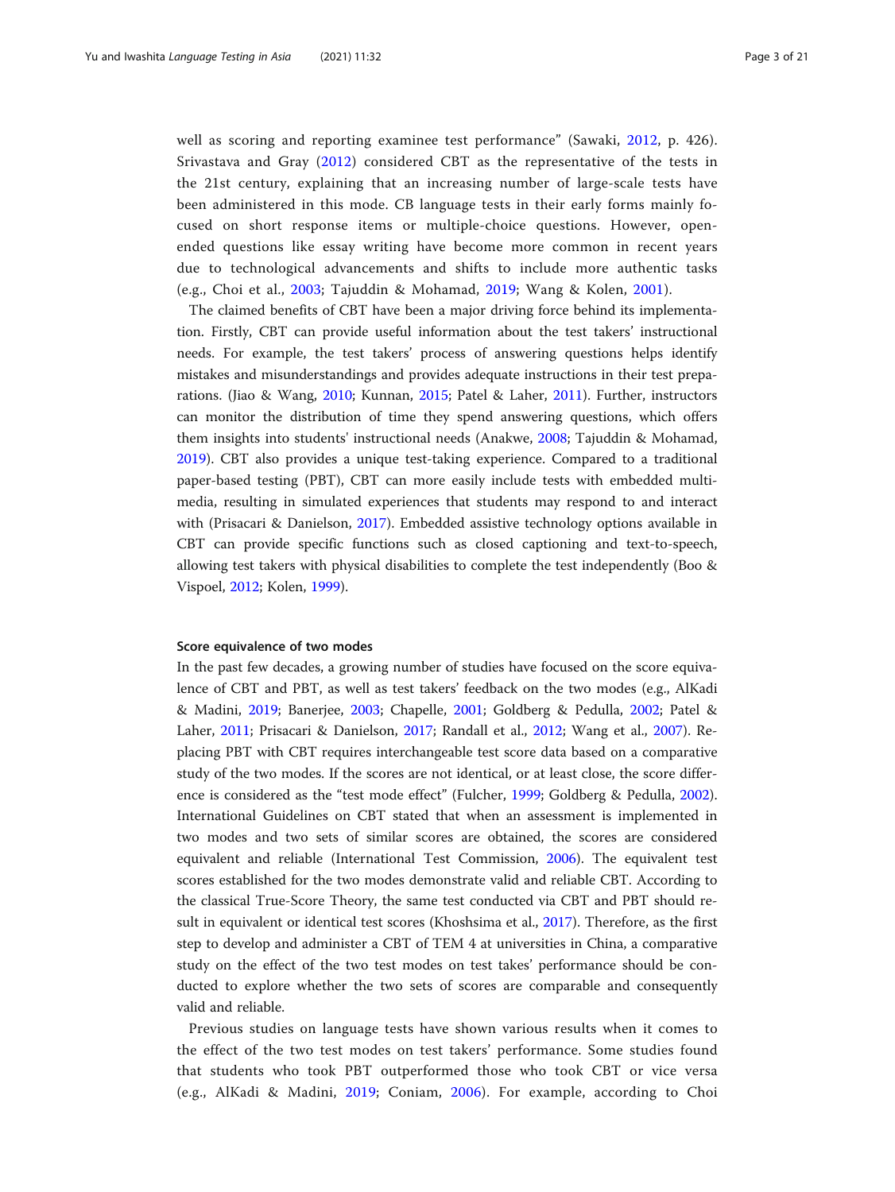well as scoring and reporting examinee test performance" (Sawaki, 2012, p. 426). Srivastava and Gray (2012) considered CBT as the representative of the tests in the 21st century, explaining that an increasing number of large-scale tests have been administered in this mode. CB language tests in their early forms mainly focused on short response items or multiple-choice questions. However, open-ended questions like essay writing have become more common in recent years due to technological advancements and shifts to include more authentic tasks (e.g., Choi et al., 2003; Tajuddin & Mohamad, 2019; Wang & Kolen, 2001).

The claimed benefits of CBT have been a major driving force behind its implementation. Firstly, CBT can provide useful information about the test takers' instructional needs. For example, the test takers' process of answering questions helps identify mistakes and misunderstandings and provides adequate instructions in their test preparations. (Jiao & Wang, 2010; Kunnan, 2015; Patel & Laher, 2011). Further, instructors can monitor the distribution of time they spend answering questions, which offers them insights into students' instructional needs (Anakwe, 2008; Tajuddin & Mohamad, 2019). CBT also provides a unique test-taking experience. Compared to a traditional paper-based testing (PBT), CBT can more easily include tests with embedded multimedia, resulting in simulated experiences that students may respond to and interact with (Prisacari & Danielson, 2017). Embedded assistive technology options available in CBT can provide specific functions such as closed captioning and text-to-speech, allowing test takers with physical disabilities to complete the test independently (Boo & Vispoel, 2012; Kolen, 1999).

#### Score equivalence of two modes

In the past few decades, a growing number of studies have focused on the score equivalence of CBT and PBT, as well as test takers' feedback on the two modes (e.g., AlKadi & Madini, 2019; Banerjee, 2003; Chapelle, 2001; Goldberg & Pedulla, 2002; Patel & Laher, 2011; Prisacari & Danielson, 2017; Randall et al., 2012; Wang et al., 2007). Replacing PBT with CBT requires interchangeable test score data based on a comparative study of the two modes. If the scores are not identical, or at least close, the score difference is considered as the "test mode effect" (Fulcher, 1999; Goldberg & Pedulla, 2002). International Guidelines on CBT stated that when an assessment is implemented in two modes and two sets of similar scores are obtained, the scores are considered equivalent and reliable (International Test Commission, 2006). The equivalent test scores established for the two modes demonstrate valid and reliable CBT. According to the classical True-Score Theory, the same test conducted via CBT and PBT should result in equivalent or identical test scores (Khoshsima et al., 2017). Therefore, as the first step to develop and administer a CBT of TEM 4 at universities in China, a comparative study on the effect of the two test modes on test takes' performance should be conducted to explore whether the two sets of scores are comparable and consequently valid and reliable.

Previous studies on language tests have shown various results when it comes to the effect of the two test modes on test takers' performance. Some studies found that students who took PBT outperformed those who took CBT or vice versa (e.g., AlKadi & Madini, 2019; Coniam, 2006). For example, according to Choi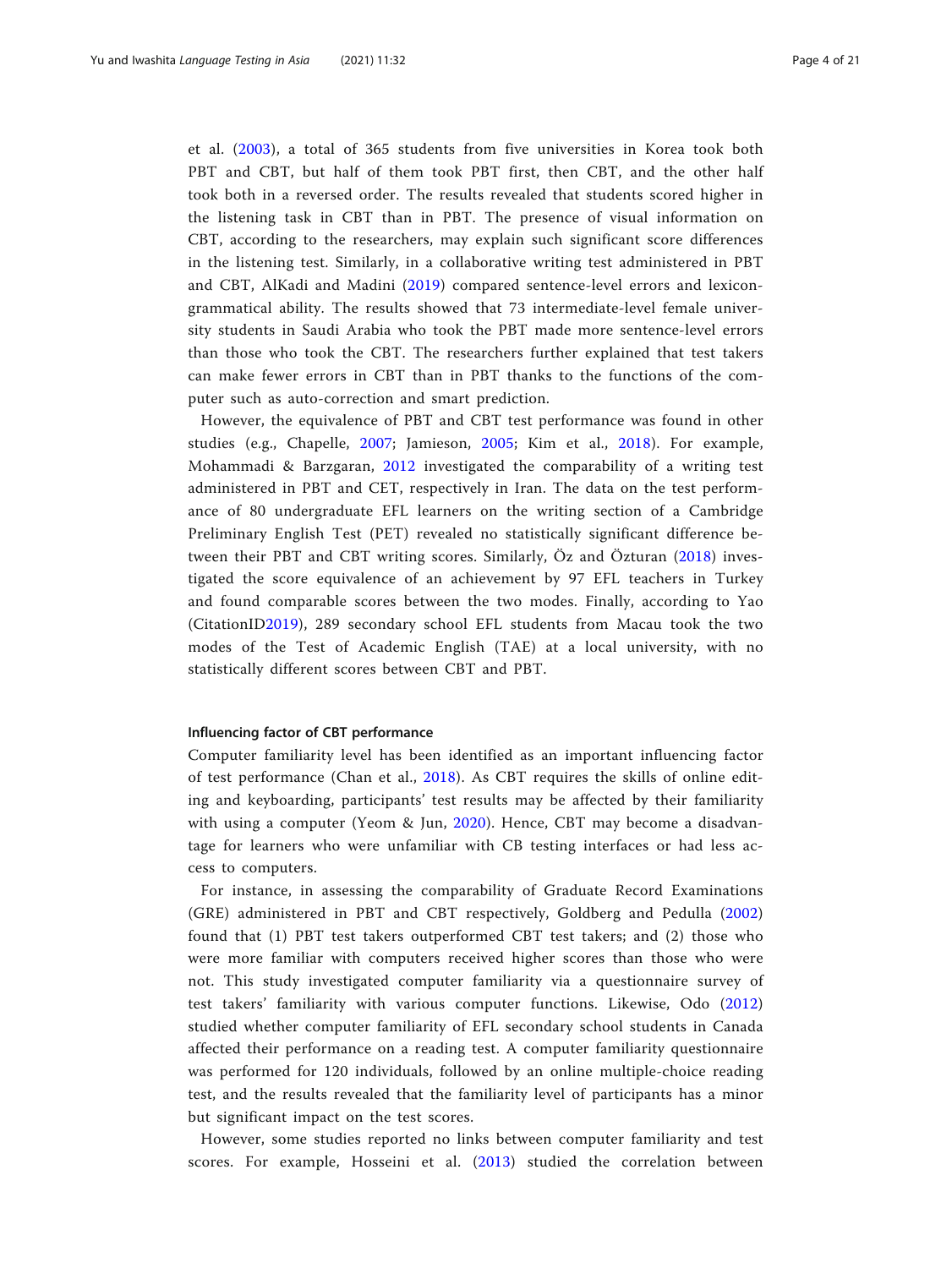et al. (2003), a total of 365 students from five universities in Korea took both PBT and CBT, but half of them took PBT first, then CBT, and the other half took both in a reversed order. The results revealed that students scored higher in the listening task in CBT than in PBT. The presence of visual information on CBT, according to the researchers, may explain such significant score differences in the listening test. Similarly, in a collaborative writing test administered in PBT and CBT, AlKadi and Madini (2019) compared sentence-level errors and lexicon-grammatical ability. The results showed that 73 intermediate-level female university students in Saudi Arabia who took the PBT made more sentence-level errors than those who took the CBT. The researchers further explained that test takers can make fewer errors in CBT than in PBT thanks to the functions of the computer such as auto-correction and smart prediction.

However, the equivalence of PBT and CBT test performance was found in other studies (e.g., Chapelle, 2007; Jamieson, 2005; Kim et al., 2018). For example, Mohammadi & Barzgaran, 2012 investigated the comparability of a writing test administered in PBT and CET, respectively in Iran. The data on the test performance of 80 undergraduate EFL learners on the writing section of a Cambridge Preliminary English Test (PET) revealed no statistically significant difference between their PBT and CBT writing scores. Similarly, Öz and Özturan (2018) investigated the score equivalence of an achievement by 97 EFL teachers in Turkey and found comparable scores between the two modes. Finally, according to Yao (CitationID2019), 289 secondary school EFL students from Macau took the two modes of the Test of Academic English (TAE) at a local university, with no statistically different scores between CBT and PBT.

#### Influencing factor of CBT performance

Computer familiarity level has been identified as an important influencing factor of test performance (Chan et al., 2018). As CBT requires the skills of online editing and keyboarding, participants' test results may be affected by their familiarity with using a computer (Yeom & Jun, 2020). Hence, CBT may become a disadvantage for learners who were unfamiliar with CB testing interfaces or had less access to computers.

For instance, in assessing the comparability of Graduate Record Examinations (GRE) administered in PBT and CBT respectively, Goldberg and Pedulla (2002) found that (1) PBT test takers outperformed CBT test takers; and (2) those who were more familiar with computers received higher scores than those who were not. This study investigated computer familiarity via a questionnaire survey of test takers' familiarity with various computer functions. Likewise, Odo (2012) studied whether computer familiarity of EFL secondary school students in Canada affected their performance on a reading test. A computer familiarity questionnaire was performed for 120 individuals, followed by an online multiple-choice reading test, and the results revealed that the familiarity level of participants has a minor but significant impact on the test scores.

However, some studies reported no links between computer familiarity and test scores. For example, Hosseini et al. (2013) studied the correlation between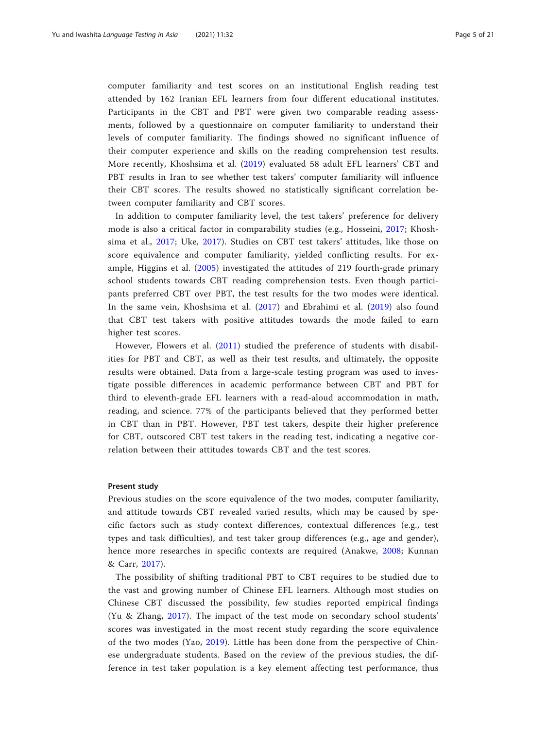computer familiarity and test scores on an institutional English reading test attended by 162 Iranian EFL learners from four different educational institutes. Participants in the CBT and PBT were given two comparable reading assessments, followed by a questionnaire on computer familiarity to understand their levels of computer familiarity. The findings showed no significant influence of their computer experience and skills on the reading comprehension test results. More recently, Khoshsima et al. (2019) evaluated 58 adult EFL learners' CBT and PBT results in Iran to see whether test takers' computer familiarity will influence their CBT scores. The results showed no statistically significant correlation between computer familiarity and CBT scores.

In addition to computer familiarity level, the test takers' preference for delivery mode is also a critical factor in comparability studies (e.g., Hosseini, 2017; Khoshsima et al., 2017; Uke, 2017). Studies on CBT test takers' attitudes, like those on score equivalence and computer familiarity, yielded conflicting results. For example, Higgins et al. (2005) investigated the attitudes of 219 fourth-grade primary school students towards CBT reading comprehension tests. Even though participants preferred CBT over PBT, the test results for the two modes were identical. In the same vein, Khoshsima et al. (2017) and Ebrahimi et al. (2019) also found that CBT test takers with positive attitudes towards the mode failed to earn higher test scores.

However, Flowers et al. (2011) studied the preference of students with disabilities for PBT and CBT, as well as their test results, and ultimately, the opposite results were obtained. Data from a large-scale testing program was used to investigate possible differences in academic performance between CBT and PBT for third to eleventh-grade EFL learners with a read-aloud accommodation in math, reading, and science. 77% of the participants believed that they performed better in CBT than in PBT. However, PBT test takers, despite their higher preference for CBT, outscored CBT test takers in the reading test, indicating a negative correlation between their attitudes towards CBT and the test scores.

#### Present study

Previous studies on the score equivalence of the two modes, computer familiarity, and attitude towards CBT revealed varied results, which may be caused by specific factors such as study context differences, contextual differences (e.g., test types and task difficulties), and test taker group differences (e.g., age and gender), hence more researches in specific contexts are required (Anakwe, 2008; Kunnan & Carr, 2017).

The possibility of shifting traditional PBT to CBT requires to be studied due to the vast and growing number of Chinese EFL learners. Although most studies on Chinese CBT discussed the possibility, few studies reported empirical findings (Yu & Zhang, 2017). The impact of the test mode on secondary school students' scores was investigated in the most recent study regarding the score equivalence of the two modes (Yao, 2019). Little has been done from the perspective of Chinese undergraduate students. Based on the review of the previous studies, the difference in test taker population is a key element affecting test performance, thus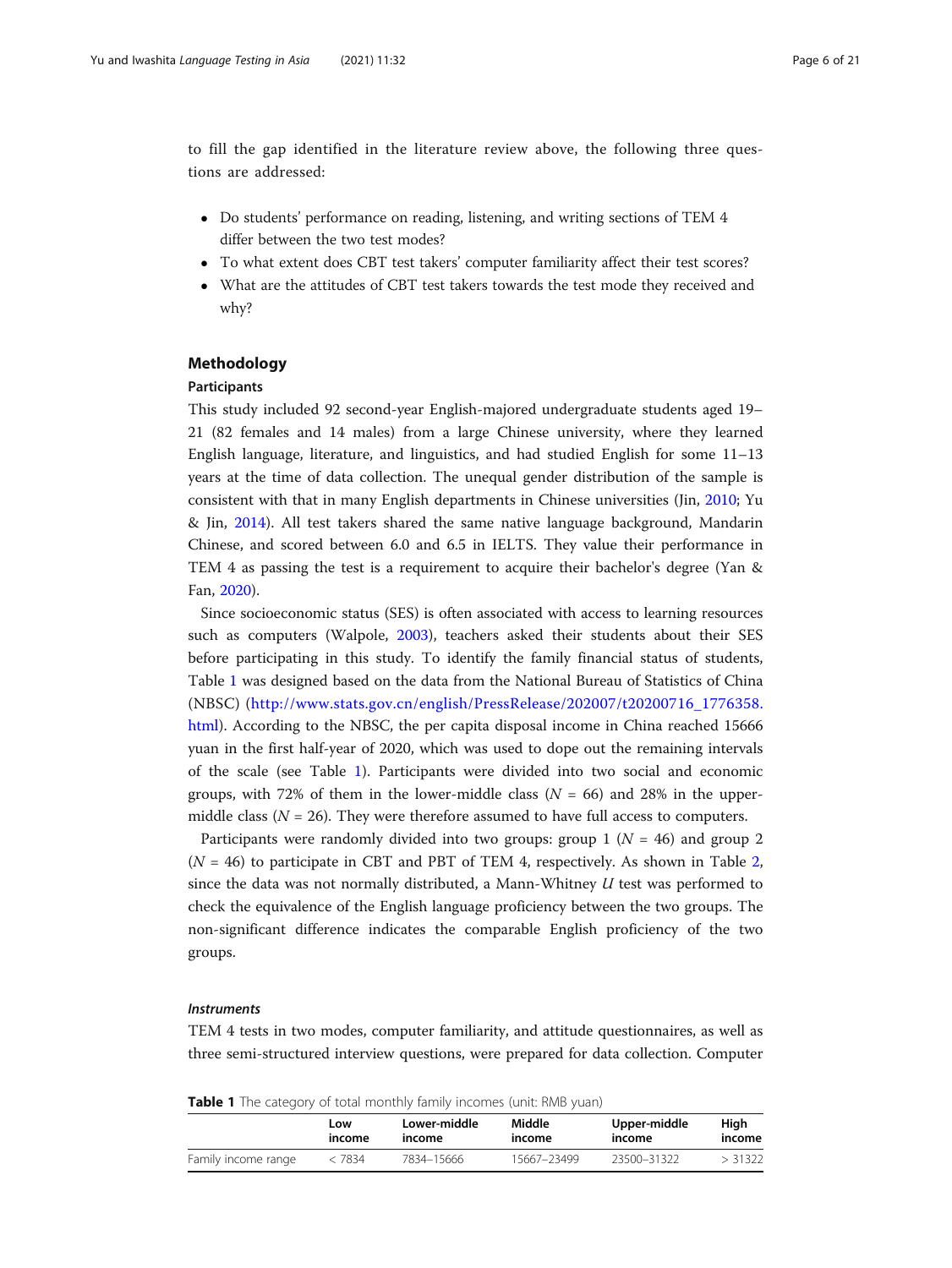to fill the gap identified in the literature review above, the following three questions are addressed:

- Do students' performance on reading, listening, and writing sections of TEM 4 differ between the two test modes?
- To what extent does CBT test takers' computer familiarity affect their test scores?
- What are the attitudes of CBT test takers towards the test mode they received and why?

## Methodology

### Participants

This study included 92 second-year English-majored undergraduate students aged 19–21 (82 females and 14 males) from a large Chinese university, where they learned English language, literature, and linguistics, and had studied English for some 11–13 years at the time of data collection. The unequal gender distribution of the sample is consistent with that in many English departments in Chinese universities (Jin, 2010; Yu & Jin, 2014). All test takers shared the same native language background, Mandarin Chinese, and scored between 6.0 and 6.5 in IELTS. They value their performance in TEM 4 as passing the test is a requirement to acquire their bachelor's degree (Yan & Fan, 2020).

Since socioeconomic status (SES) is often associated with access to learning resources such as computers (Walpole, 2003), teachers asked their students about their SES before participating in this study. To identify the family financial status of students, Table 1 was designed based on the data from the National Bureau of Statistics of China (NBSC) (http://www.stats.gov.cn/english/PressRelease/202007/t20200716_1776358.html). According to the NBSC, the per capita disposal income in China reached 15666 yuan in the first half-year of 2020, which was used to dope out the remaining intervals of the scale (see Table 1). Participants were divided into two social and economic groups, with 72% of them in the lower-middle class ($N$ = 66) and 28% in the upper-middle class ($N$ = 26). They were therefore assumed to have full access to computers.

Participants were randomly divided into two groups: group 1 ($N$ = 46) and group 2 ($N$ = 46) to participate in CBT and PBT of TEM 4, respectively. As shown in Table 2, since the data was not normally distributed, a Mann-Whitney $U$ test was performed to check the equivalence of the English language proficiency between the two groups. The non-significant difference indicates the comparable English proficiency of the two groups.

#### *Instruments*

TEM 4 tests in two modes, computer familiarity, and attitude questionnaires, as well as three semi-structured interview questions, were prepared for data collection. Computer

**Table 1** The category of total monthly family incomes (unit: RMB yuan)

| | Low income | Lower-middle income | Middle income | Upper-middle income | High income |
|---|---|---|---|---|---|
| Family income range | < 7834 | 7834–15666 | 15667–23499 | 23500–31322 | > 31322 |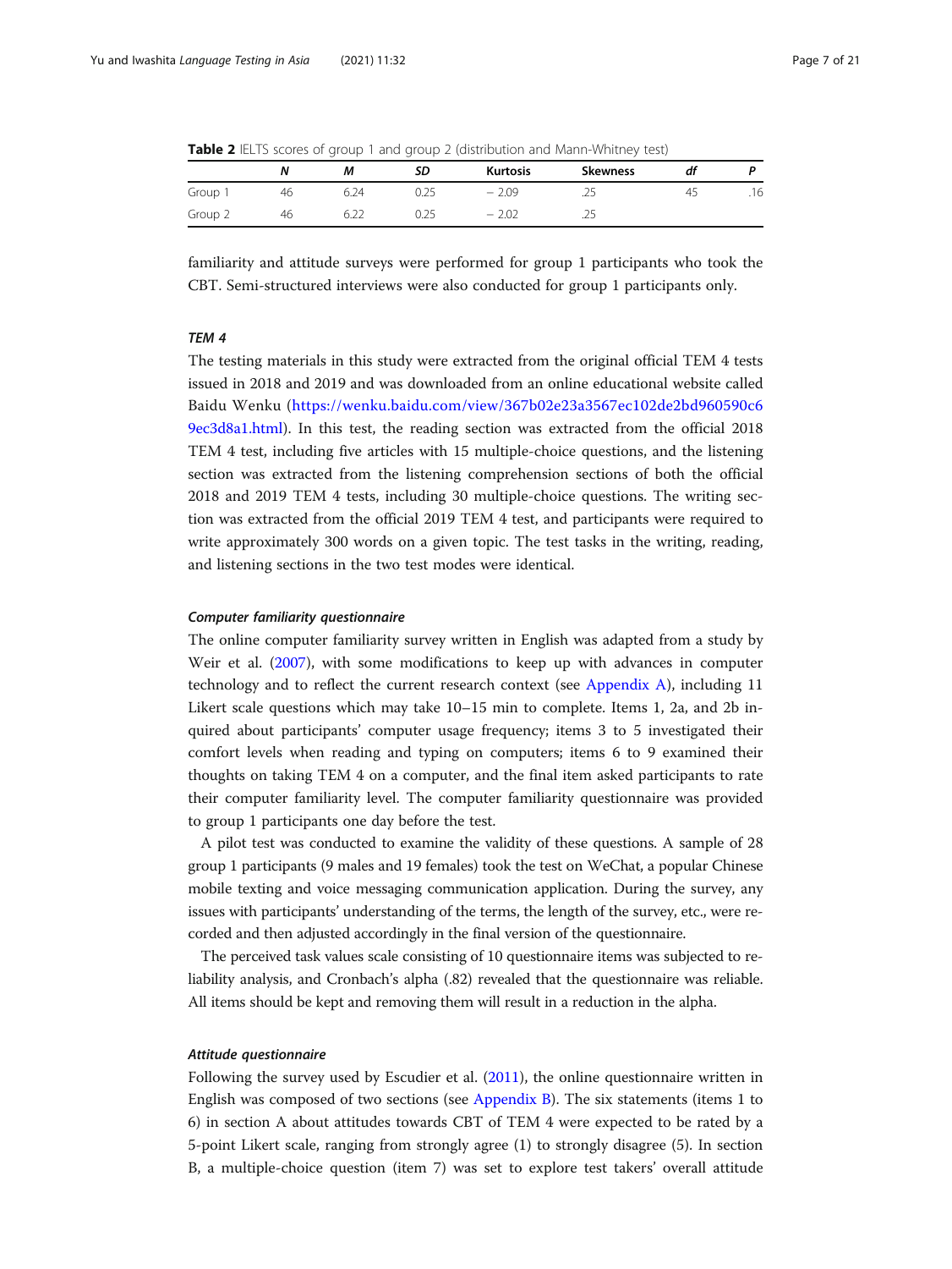**Table 2** IELTS scores of group 1 and group 2 (distribution and Mann-Whitney test)

| | *N* | *M* | *SD* | Kurtosis | Skewness | *df* | *P* |
|---|---|---|---|---|---|---|---|
| Group 1 | 46 | 6.24 | 0.25 | − 2.09 | .25 | 45 | .16 |
| Group 2 | 46 | 6.22 | 0.25 | − 2.02 | .25 | | |

familiarity and attitude surveys were performed for group 1 participants who took the CBT. Semi-structured interviews were also conducted for group 1 participants only.

### *TEM 4*

The testing materials in this study were extracted from the original official TEM 4 tests issued in 2018 and 2019 and was downloaded from an online educational website called Baidu Wenku (https://wenku.baidu.com/view/367b02e23a3567ec102de2bd960590c69ec3d8a1.html). In this test, the reading section was extracted from the official 2018 TEM 4 test, including five articles with 15 multiple-choice questions, and the listening section was extracted from the listening comprehension sections of both the official 2018 and 2019 TEM 4 tests, including 30 multiple-choice questions. The writing section was extracted from the official 2019 TEM 4 test, and participants were required to write approximately 300 words on a given topic. The test tasks in the writing, reading, and listening sections in the two test modes were identical.

#### *Computer familiarity questionnaire*

The online computer familiarity survey written in English was adapted from a study by Weir et al. (2007), with some modifications to keep up with advances in computer technology and to reflect the current research context (see Appendix A), including 11 Likert scale questions which may take 10–15 min to complete. Items 1, 2a, and 2b inquired about participants' computer usage frequency; items 3 to 5 investigated their comfort levels when reading and typing on computers; items 6 to 9 examined their thoughts on taking TEM 4 on a computer, and the final item asked participants to rate their computer familiarity level. The computer familiarity questionnaire was provided to group 1 participants one day before the test.

A pilot test was conducted to examine the validity of these questions. A sample of 28 group 1 participants (9 males and 19 females) took the test on WeChat, a popular Chinese mobile texting and voice messaging communication application. During the survey, any issues with participants' understanding of the terms, the length of the survey, etc., were recorded and then adjusted accordingly in the final version of the questionnaire.

The perceived task values scale consisting of 10 questionnaire items was subjected to reliability analysis, and Cronbach's alpha (.82) revealed that the questionnaire was reliable. All items should be kept and removing them will result in a reduction in the alpha.

#### *Attitude questionnaire*

Following the survey used by Escudier et al. (2011), the online questionnaire written in English was composed of two sections (see Appendix B). The six statements (items 1 to 6) in section A about attitudes towards CBT of TEM 4 were expected to be rated by a 5-point Likert scale, ranging from strongly agree (1) to strongly disagree (5). In section B, a multiple-choice question (item 7) was set to explore test takers' overall attitude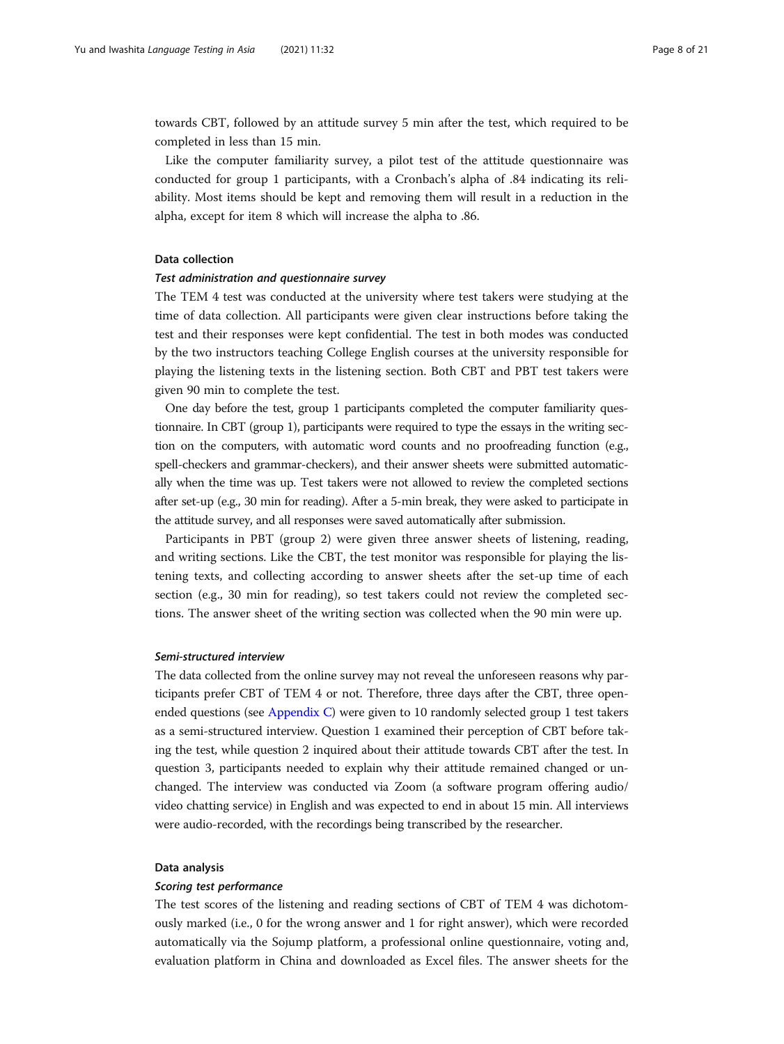towards CBT, followed by an attitude survey 5 min after the test, which required to be completed in less than 15 min.

Like the computer familiarity survey, a pilot test of the attitude questionnaire was conducted for group 1 participants, with a Cronbach's alpha of .84 indicating its reliability. Most items should be kept and removing them will result in a reduction in the alpha, except for item 8 which will increase the alpha to .86.

## Data collection

### *Test administration and questionnaire survey*

The TEM 4 test was conducted at the university where test takers were studying at the time of data collection. All participants were given clear instructions before taking the test and their responses were kept confidential. The test in both modes was conducted by the two instructors teaching College English courses at the university responsible for playing the listening texts in the listening section. Both CBT and PBT test takers were given 90 min to complete the test.

One day before the test, group 1 participants completed the computer familiarity questionnaire. In CBT (group 1), participants were required to type the essays in the writing section on the computers, with automatic word counts and no proofreading function (e.g., spell-checkers and grammar-checkers), and their answer sheets were submitted automatically when the time was up. Test takers were not allowed to review the completed sections after set-up (e.g., 30 min for reading). After a 5-min break, they were asked to participate in the attitude survey, and all responses were saved automatically after submission.

Participants in PBT (group 2) were given three answer sheets of listening, reading, and writing sections. Like the CBT, the test monitor was responsible for playing the listening texts, and collecting according to answer sheets after the set-up time of each section (e.g., 30 min for reading), so test takers could not review the completed sections. The answer sheet of the writing section was collected when the 90 min were up.

### *Semi-structured interview*

The data collected from the online survey may not reveal the unforeseen reasons why participants prefer CBT of TEM 4 or not. Therefore, three days after the CBT, three open-ended questions (see Appendix C) were given to 10 randomly selected group 1 test takers as a semi-structured interview. Question 1 examined their perception of CBT before taking the test, while question 2 inquired about their attitude towards CBT after the test. In question 3, participants needed to explain why their attitude remained changed or unchanged. The interview was conducted via Zoom (a software program offering audio/video chatting service) in English and was expected to end in about 15 min. All interviews were audio-recorded, with the recordings being transcribed by the researcher.

## Data analysis

### *Scoring test performance*

The test scores of the listening and reading sections of CBT of TEM 4 was dichotomously marked (i.e., 0 for the wrong answer and 1 for right answer), which were recorded automatically via the Sojump platform, a professional online questionnaire, voting and, evaluation platform in China and downloaded as Excel files. The answer sheets for the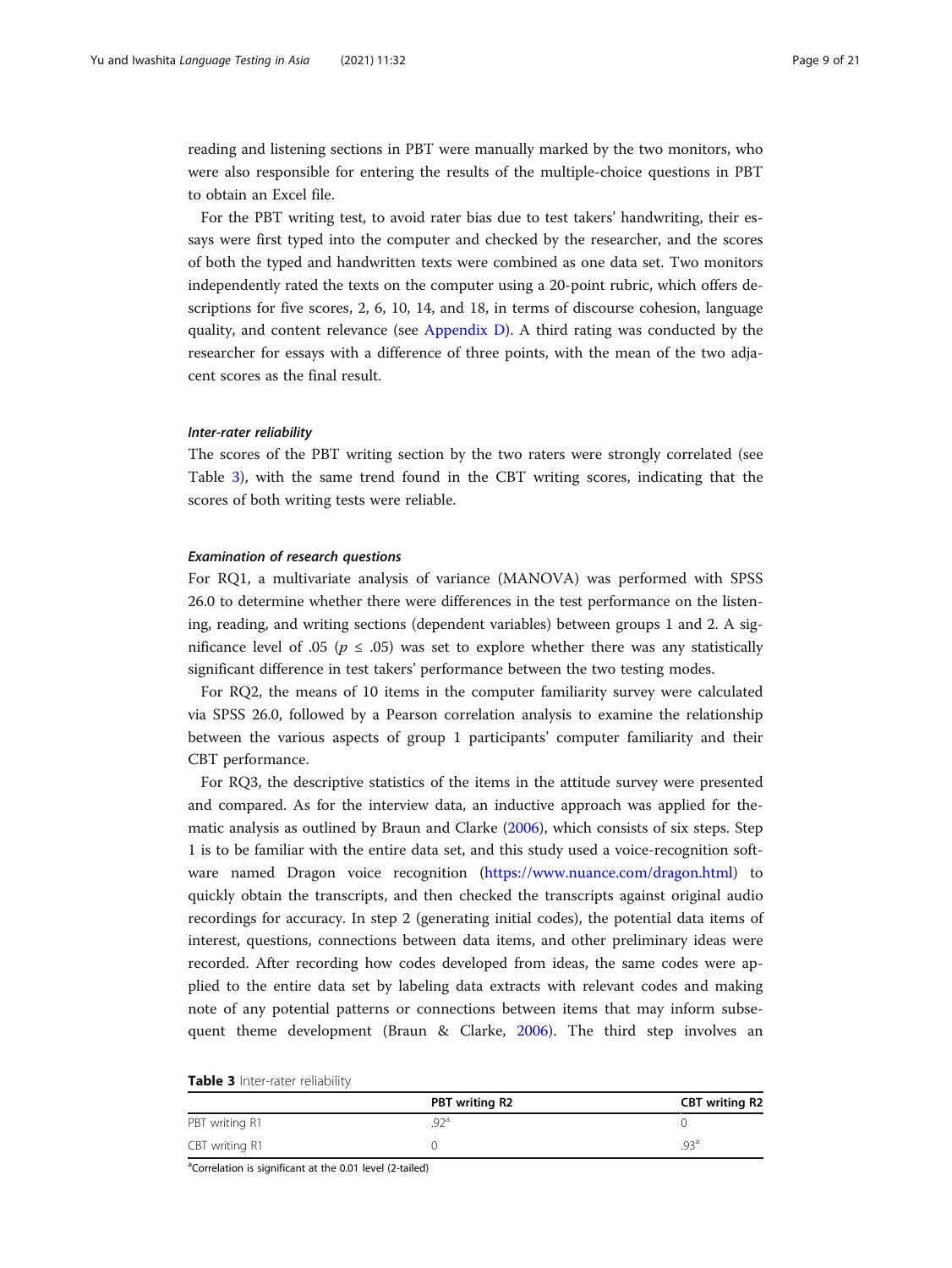reading and listening sections in PBT were manually marked by the two monitors, who were also responsible for entering the results of the multiple-choice questions in PBT to obtain an Excel file.

For the PBT writing test, to avoid rater bias due to test takers' handwriting, their essays were first typed into the computer and checked by the researcher, and the scores of both the typed and handwritten texts were combined as one data set. Two monitors independently rated the texts on the computer using a 20-point rubric, which offers descriptions for five scores, 2, 6, 10, 14, and 18, in terms of discourse cohesion, language quality, and content relevance (see Appendix D). A third rating was conducted by the researcher for essays with a difference of three points, with the mean of the two adjacent scores as the final result.

#### *Inter-rater reliability*

The scores of the PBT writing section by the two raters were strongly correlated (see Table 3), with the same trend found in the CBT writing scores, indicating that the scores of both writing tests were reliable.

#### *Examination of research questions*

For RQ1, a multivariate analysis of variance (MANOVA) was performed with SPSS 26.0 to determine whether there were differences in the test performance on the listening, reading, and writing sections (dependent variables) between groups 1 and 2. A significance level of .05 ($p \leq .05$) was set to explore whether there was any statistically significant difference in test takers' performance between the two testing modes.

For RQ2, the means of 10 items in the computer familiarity survey were calculated via SPSS 26.0, followed by a Pearson correlation analysis to examine the relationship between the various aspects of group 1 participants' computer familiarity and their CBT performance.

For RQ3, the descriptive statistics of the items in the attitude survey were presented and compared. As for the interview data, an inductive approach was applied for thematic analysis as outlined by Braun and Clarke (2006), which consists of six steps. Step 1 is to be familiar with the entire data set, and this study used a voice-recognition software named Dragon voice recognition (https://www.nuance.com/dragon.html) to quickly obtain the transcripts, and then checked the transcripts against original audio recordings for accuracy. In step 2 (generating initial codes), the potential data items of interest, questions, connections between data items, and other preliminary ideas were recorded. After recording how codes developed from ideas, the same codes were applied to the entire data set by labeling data extracts with relevant codes and making note of any potential patterns or connections between items that may inform subsequent theme development (Braun & Clarke, 2006). The third step involves an

**Table 3** Inter-rater reliability

| | PBT writing R2 | CBT writing R2 |
|---|---|---|
| PBT writing R1 | .92[a] | 0 |
| CBT writing R1 | 0 | .93[a] |

[a]Correlation is significant at the 0.01 level (2-tailed)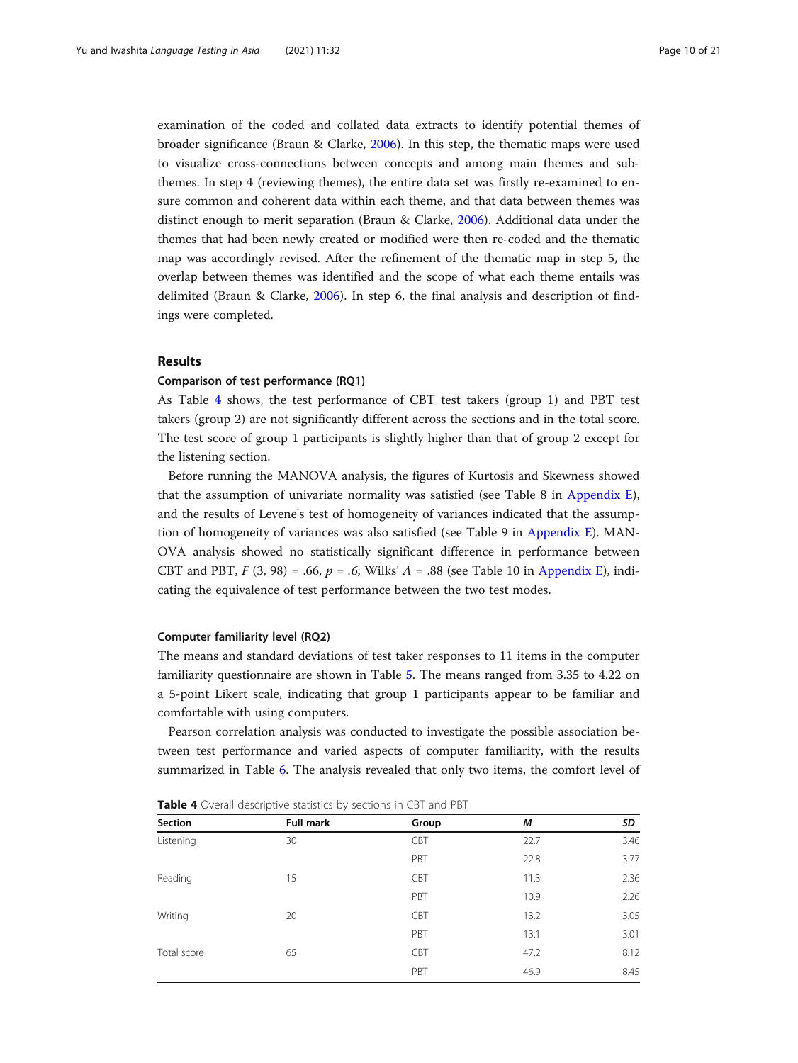examination of the coded and collated data extracts to identify potential themes of broader significance (Braun & Clarke, 2006). In this step, the thematic maps were used to visualize cross-connections between concepts and among main themes and sub-themes. In step 4 (reviewing themes), the entire data set was firstly re-examined to ensure common and coherent data within each theme, and that data between themes was distinct enough to merit separation (Braun & Clarke, 2006). Additional data under the themes that had been newly created or modified were then re-coded and the thematic map was accordingly revised. After the refinement of the thematic map in step 5, the overlap between themes was identified and the scope of what each theme entails was delimited (Braun & Clarke, 2006). In step 6, the final analysis and description of findings were completed.

## Results

### Comparison of test performance (RQ1)

As Table 4 shows, the test performance of CBT test takers (group 1) and PBT test takers (group 2) are not significantly different across the sections and in the total score. The test score of group 1 participants is slightly higher than that of group 2 except for the listening section.

Before running the MANOVA analysis, the figures of Kurtosis and Skewness showed that the assumption of univariate normality was satisfied (see Table 8 in Appendix E), and the results of Levene's test of homogeneity of variances indicated that the assumption of homogeneity of variances was also satisfied (see Table 9 in Appendix E). MANOVA analysis showed no statistically significant difference in performance between CBT and PBT, $F$ (3, 98) = .66, $p$ = .6; Wilks' $\Lambda$ = .88 (see Table 10 in Appendix E), indicating the equivalence of test performance between the two test modes.

### Computer familiarity level (RQ2)

The means and standard deviations of test taker responses to 11 items in the computer familiarity questionnaire are shown in Table 5. The means ranged from 3.35 to 4.22 on a 5-point Likert scale, indicating that group 1 participants appear to be familiar and comfortable with using computers.

Pearson correlation analysis was conducted to investigate the possible association between test performance and varied aspects of computer familiarity, with the results summarized in Table 6. The analysis revealed that only two items, the comfort level of

**Table 4** Overall descriptive statistics by sections in CBT and PBT

| Section | Full mark | Group | *M* | *SD* |
|---|---|---|---|---|
| Listening | 30 | CBT | 22.7 | 3.46 |
| | | PBT | 22.8 | 3.77 |
| Reading | 15 | CBT | 11.3 | 2.36 |
| | | PBT | 10.9 | 2.26 |
| Writing | 20 | CBT | 13.2 | 3.05 |
| | | PBT | 13.1 | 3.01 |
| Total score | 65 | CBT | 47.2 | 8.12 |
| | | PBT | 46.9 | 8.45 |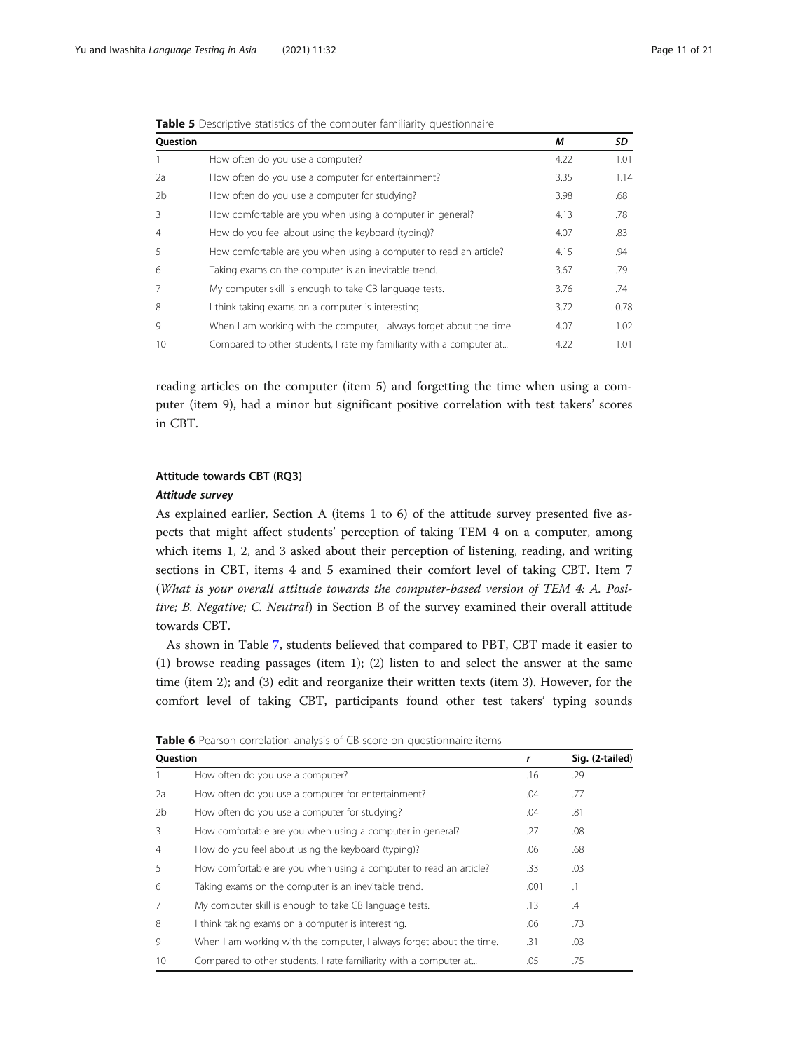**Table 5** Descriptive statistics of the computer familiarity questionnaire

| Question | | *M* | *SD* |
|---|---|---|---|
| 1 | How often do you use a computer? | 4.22 | 1.01 |
| 2a | How often do you use a computer for entertainment? | 3.35 | 1.14 |
| 2b | How often do you use a computer for studying? | 3.98 | .68 |
| 3 | How comfortable are you when using a computer in general? | 4.13 | .78 |
| 4 | How do you feel about using the keyboard (typing)? | 4.07 | .83 |
| 5 | How comfortable are you when using a computer to read an article? | 4.15 | .94 |
| 6 | Taking exams on the computer is an inevitable trend. | 3.67 | .79 |
| 7 | My computer skill is enough to take CB language tests. | 3.76 | .74 |
| 8 | I think taking exams on a computer is interesting. | 3.72 | 0.78 |
| 9 | When I am working with the computer, I always forget about the time. | 4.07 | 1.02 |
| 10 | Compared to other students, I rate my familiarity with a computer at… | 4.22 | 1.01 |

reading articles on the computer (item 5) and forgetting the time when using a computer (item 9), had a minor but significant positive correlation with test takers' scores in CBT.

#### Attitude towards CBT (RQ3)

##### *Attitude survey*

As explained earlier, Section A (items 1 to 6) of the attitude survey presented five aspects that might affect students' perception of taking TEM 4 on a computer, among which items 1, 2, and 3 asked about their perception of listening, reading, and writing sections in CBT, items 4 and 5 examined their comfort level of taking CBT. Item 7 (*What is your overall attitude towards the computer-based version of TEM 4: A. Positive; B. Negative; C. Neutral*) in Section B of the survey examined their overall attitude towards CBT.

As shown in Table 7, students believed that compared to PBT, CBT made it easier to (1) browse reading passages (item 1); (2) listen to and select the answer at the same time (item 2); and (3) edit and reorganize their written texts (item 3). However, for the comfort level of taking CBT, participants found other test takers' typing sounds

**Table 6** Pearson correlation analysis of CB score on questionnaire items

| Question | | *r* | Sig. (2-tailed) |
|---|---|---|---|
| 1 | How often do you use a computer? | .16 | .29 |
| 2a | How often do you use a computer for entertainment? | .04 | .77 |
| 2b | How often do you use a computer for studying? | .04 | .81 |
| 3 | How comfortable are you when using a computer in general? | .27 | .08 |
| 4 | How do you feel about using the keyboard (typing)? | .06 | .68 |
| 5 | How comfortable are you when using a computer to read an article? | .33 | .03 |
| 6 | Taking exams on the computer is an inevitable trend. | .001 | .1 |
| 7 | My computer skill is enough to take CB language tests. | .13 | .4 |
| 8 | I think taking exams on a computer is interesting. | .06 | .73 |
| 9 | When I am working with the computer, I always forget about the time. | .31 | .03 |
| 10 | Compared to other students, I rate familiarity with a computer at… | .05 | .75 |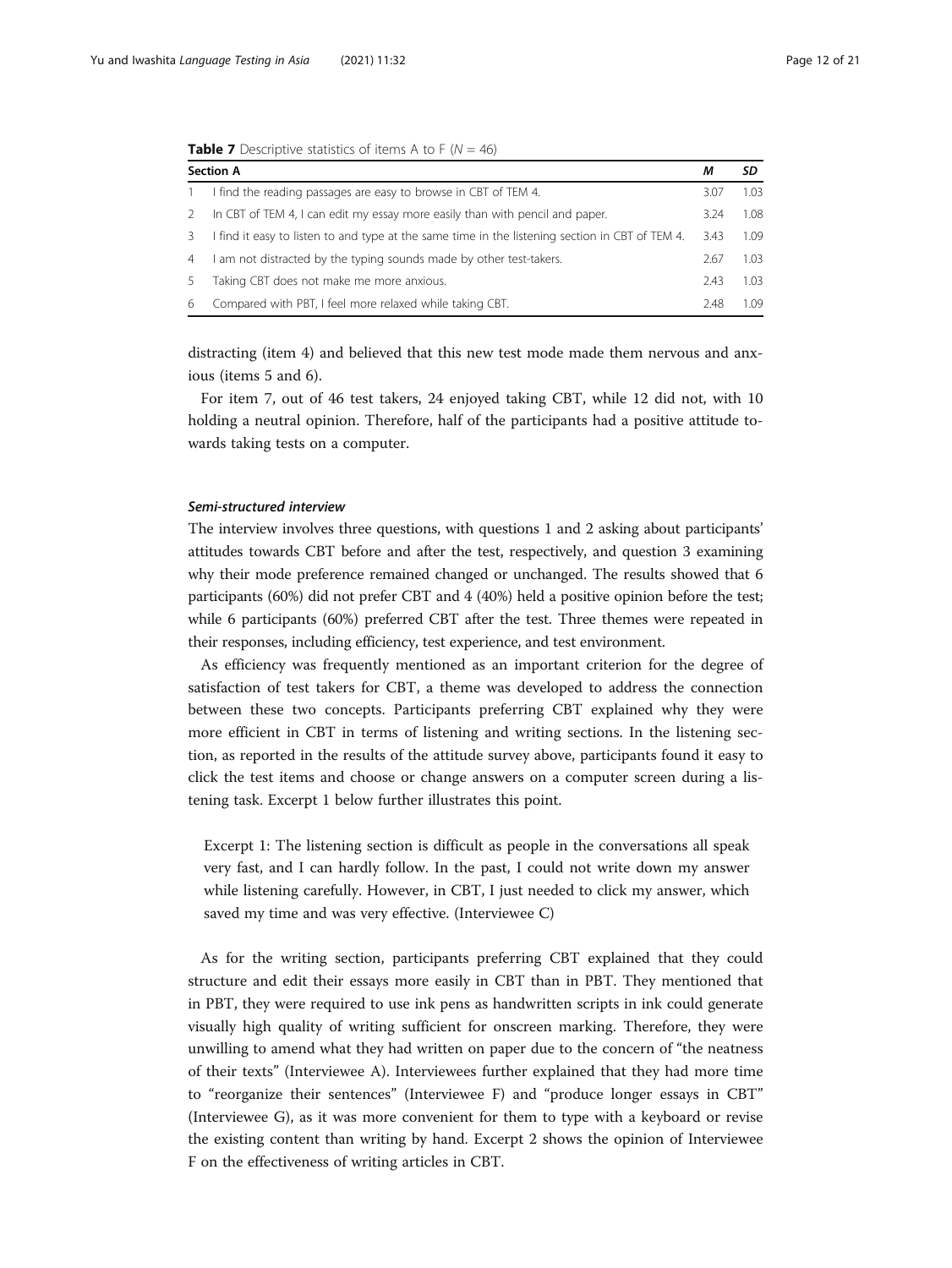**Table 7** Descriptive statistics of items A to F ($N = 46$)

| Section A | | *M* | *SD* |
|---|---|---|---|
| 1 | I find the reading passages are easy to browse in CBT of TEM 4. | 3.07 | 1.03 |
| 2 | In CBT of TEM 4, I can edit my essay more easily than with pencil and paper. | 3.24 | 1.08 |
| 3 | I find it easy to listen to and type at the same time in the listening section in CBT of TEM 4. | 3.43 | 1.09 |
| 4 | I am not distracted by the typing sounds made by other test-takers. | 2.67 | 1.03 |
| 5 | Taking CBT does not make me more anxious. | 2.43 | 1.03 |
| 6 | Compared with PBT, I feel more relaxed while taking CBT. | 2.48 | 1.09 |

distracting (item 4) and believed that this new test mode made them nervous and anxious (items 5 and 6).

For item 7, out of 46 test takers, 24 enjoyed taking CBT, while 12 did not, with 10 holding a neutral opinion. Therefore, half of the participants had a positive attitude towards taking tests on a computer.

#### *Semi-structured interview*

The interview involves three questions, with questions 1 and 2 asking about participants' attitudes towards CBT before and after the test, respectively, and question 3 examining why their mode preference remained changed or unchanged. The results showed that 6 participants (60%) did not prefer CBT and 4 (40%) held a positive opinion before the test; while 6 participants (60%) preferred CBT after the test. Three themes were repeated in their responses, including efficiency, test experience, and test environment.

As efficiency was frequently mentioned as an important criterion for the degree of satisfaction of test takers for CBT, a theme was developed to address the connection between these two concepts. Participants preferring CBT explained why they were more efficient in CBT in terms of listening and writing sections. In the listening section, as reported in the results of the attitude survey above, participants found it easy to click the test items and choose or change answers on a computer screen during a listening task. Excerpt 1 below further illustrates this point.

> Excerpt 1: The listening section is difficult as people in the conversations all speak very fast, and I can hardly follow. In the past, I could not write down my answer while listening carefully. However, in CBT, I just needed to click my answer, which saved my time and was very effective. (Interviewee C)

As for the writing section, participants preferring CBT explained that they could structure and edit their essays more easily in CBT than in PBT. They mentioned that in PBT, they were required to use ink pens as handwritten scripts in ink could generate visually high quality of writing sufficient for onscreen marking. Therefore, they were unwilling to amend what they had written on paper due to the concern of "the neatness of their texts" (Interviewee A). Interviewees further explained that they had more time to "reorganize their sentences" (Interviewee F) and "produce longer essays in CBT" (Interviewee G), as it was more convenient for them to type with a keyboard or revise the existing content than writing by hand. Excerpt 2 shows the opinion of Interviewee F on the effectiveness of writing articles in CBT.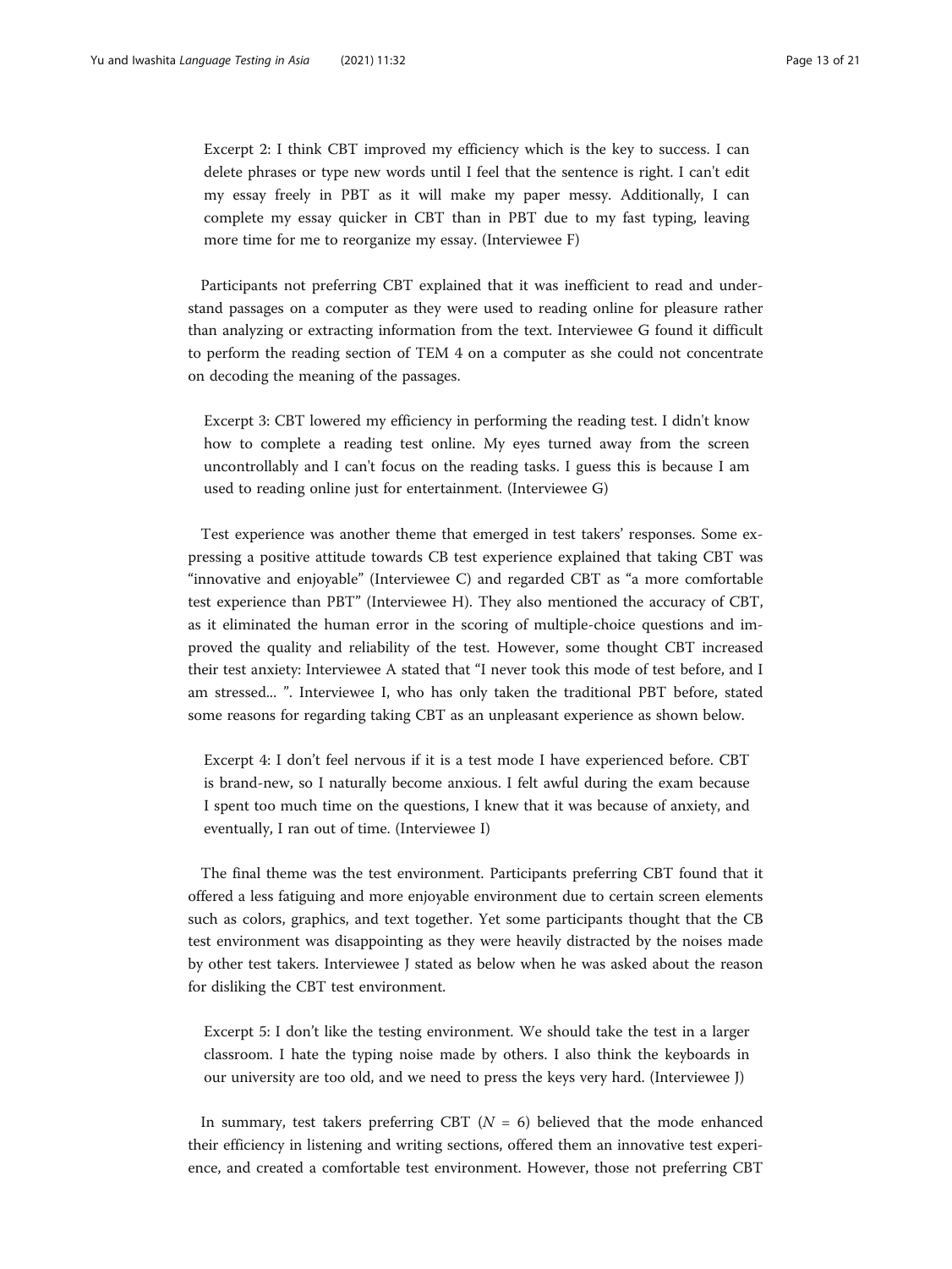> Excerpt 2: I think CBT improved my efficiency which is the key to success. I can delete phrases or type new words until I feel that the sentence is right. I can't edit my essay freely in PBT as it will make my paper messy. Additionally, I can complete my essay quicker in CBT than in PBT due to my fast typing, leaving more time for me to reorganize my essay. (Interviewee F)

Participants not preferring CBT explained that it was inefficient to read and understand passages on a computer as they were used to reading online for pleasure rather than analyzing or extracting information from the text. Interviewee G found it difficult to perform the reading section of TEM 4 on a computer as she could not concentrate on decoding the meaning of the passages.

> Excerpt 3: CBT lowered my efficiency in performing the reading test. I didn't know how to complete a reading test online. My eyes turned away from the screen uncontrollably and I can't focus on the reading tasks. I guess this is because I am used to reading online just for entertainment. (Interviewee G)

Test experience was another theme that emerged in test takers' responses. Some expressing a positive attitude towards CB test experience explained that taking CBT was "innovative and enjoyable" (Interviewee C) and regarded CBT as "a more comfortable test experience than PBT" (Interviewee H). They also mentioned the accuracy of CBT, as it eliminated the human error in the scoring of multiple-choice questions and improved the quality and reliability of the test. However, some thought CBT increased their test anxiety: Interviewee A stated that "I never took this mode of test before, and I am stressed... ". Interviewee I, who has only taken the traditional PBT before, stated some reasons for regarding taking CBT as an unpleasant experience as shown below.

> Excerpt 4: I don't feel nervous if it is a test mode I have experienced before. CBT is brand-new, so I naturally become anxious. I felt awful during the exam because I spent too much time on the questions, I knew that it was because of anxiety, and eventually, I ran out of time. (Interviewee I)

The final theme was the test environment. Participants preferring CBT found that it offered a less fatiguing and more enjoyable environment due to certain screen elements such as colors, graphics, and text together. Yet some participants thought that the CB test environment was disappointing as they were heavily distracted by the noises made by other test takers. Interviewee J stated as below when he was asked about the reason for disliking the CBT test environment.

> Excerpt 5: I don't like the testing environment. We should take the test in a larger classroom. I hate the typing noise made by others. I also think the keyboards in our university are too old, and we need to press the keys very hard. (Interviewee J)

In summary, test takers preferring CBT ($N$ = 6) believed that the mode enhanced their efficiency in listening and writing sections, offered them an innovative test experience, and created a comfortable test environment. However, those not preferring CBT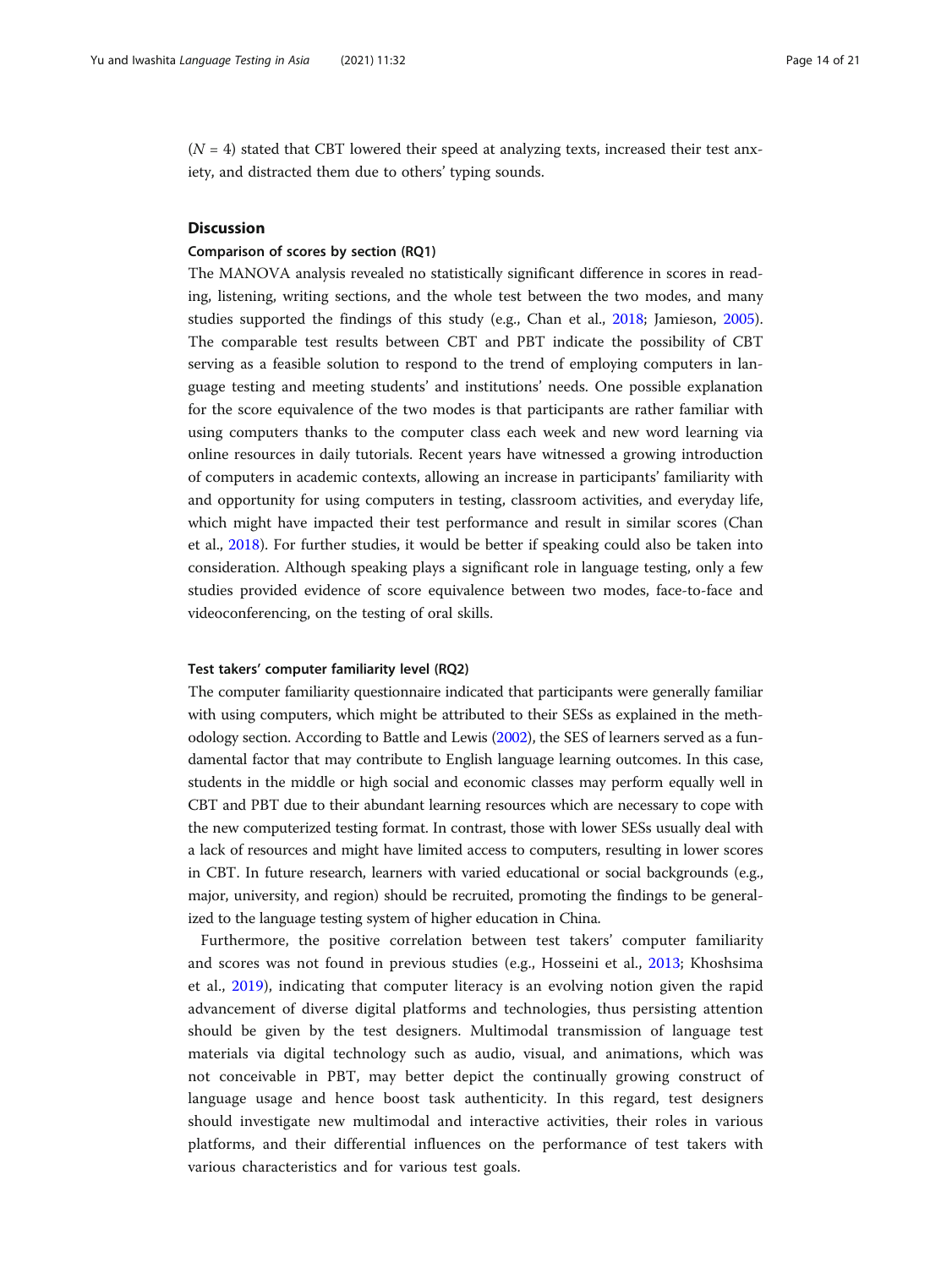($N = 4$) stated that CBT lowered their speed at analyzing texts, increased their test anxiety, and distracted them due to others' typing sounds.

## Discussion

### Comparison of scores by section (RQ1)

The MANOVA analysis revealed no statistically significant difference in scores in reading, listening, writing sections, and the whole test between the two modes, and many studies supported the findings of this study (e.g., Chan et al., 2018; Jamieson, 2005). The comparable test results between CBT and PBT indicate the possibility of CBT serving as a feasible solution to respond to the trend of employing computers in language testing and meeting students' and institutions' needs. One possible explanation for the score equivalence of the two modes is that participants are rather familiar with using computers thanks to the computer class each week and new word learning via online resources in daily tutorials. Recent years have witnessed a growing introduction of computers in academic contexts, allowing an increase in participants' familiarity with and opportunity for using computers in testing, classroom activities, and everyday life, which might have impacted their test performance and result in similar scores (Chan et al., 2018). For further studies, it would be better if speaking could also be taken into consideration. Although speaking plays a significant role in language testing, only a few studies provided evidence of score equivalence between two modes, face-to-face and videoconferencing, on the testing of oral skills.

### Test takers' computer familiarity level (RQ2)

The computer familiarity questionnaire indicated that participants were generally familiar with using computers, which might be attributed to their SESs as explained in the methodology section. According to Battle and Lewis (2002), the SES of learners served as a fundamental factor that may contribute to English language learning outcomes. In this case, students in the middle or high social and economic classes may perform equally well in CBT and PBT due to their abundant learning resources which are necessary to cope with the new computerized testing format. In contrast, those with lower SESs usually deal with a lack of resources and might have limited access to computers, resulting in lower scores in CBT. In future research, learners with varied educational or social backgrounds (e.g., major, university, and region) should be recruited, promoting the findings to be generalized to the language testing system of higher education in China.

Furthermore, the positive correlation between test takers' computer familiarity and scores was not found in previous studies (e.g., Hosseini et al., 2013; Khoshsima et al., 2019), indicating that computer literacy is an evolving notion given the rapid advancement of diverse digital platforms and technologies, thus persisting attention should be given by the test designers. Multimodal transmission of language test materials via digital technology such as audio, visual, and animations, which was not conceivable in PBT, may better depict the continually growing construct of language usage and hence boost task authenticity. In this regard, test designers should investigate new multimodal and interactive activities, their roles in various platforms, and their differential influences on the performance of test takers with various characteristics and for various test goals.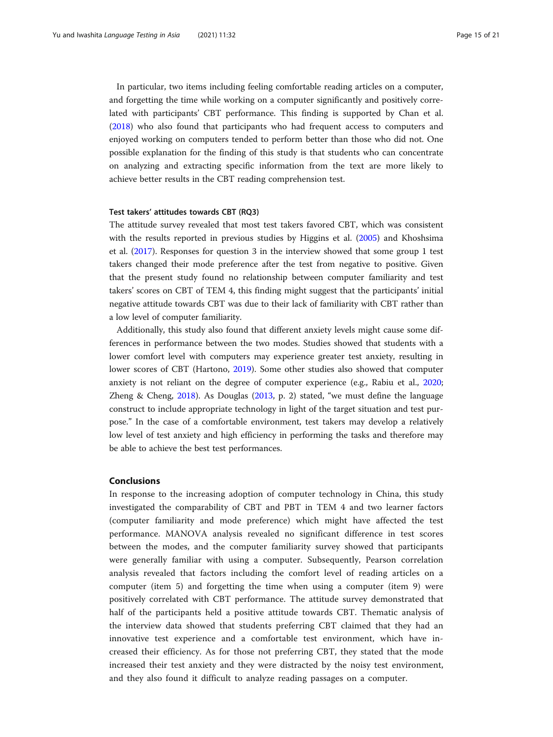In particular, two items including feeling comfortable reading articles on a computer, and forgetting the time while working on a computer significantly and positively correlated with participants' CBT performance. This finding is supported by Chan et al. (2018) who also found that participants who had frequent access to computers and enjoyed working on computers tended to perform better than those who did not. One possible explanation for the finding of this study is that students who can concentrate on analyzing and extracting specific information from the text are more likely to achieve better results in the CBT reading comprehension test.

#### Test takers' attitudes towards CBT (RQ3)

The attitude survey revealed that most test takers favored CBT, which was consistent with the results reported in previous studies by Higgins et al. (2005) and Khoshsima et al. (2017). Responses for question 3 in the interview showed that some group 1 test takers changed their mode preference after the test from negative to positive. Given that the present study found no relationship between computer familiarity and test takers' scores on CBT of TEM 4, this finding might suggest that the participants' initial negative attitude towards CBT was due to their lack of familiarity with CBT rather than a low level of computer familiarity.

Additionally, this study also found that different anxiety levels might cause some differences in performance between the two modes. Studies showed that students with a lower comfort level with computers may experience greater test anxiety, resulting in lower scores of CBT (Hartono, 2019). Some other studies also showed that computer anxiety is not reliant on the degree of computer experience (e.g., Rabiu et al., 2020; Zheng & Cheng, 2018). As Douglas (2013, p. 2) stated, "we must define the language construct to include appropriate technology in light of the target situation and test purpose." In the case of a comfortable environment, test takers may develop a relatively low level of test anxiety and high efficiency in performing the tasks and therefore may be able to achieve the best test performances.

## Conclusions

In response to the increasing adoption of computer technology in China, this study investigated the comparability of CBT and PBT in TEM 4 and two learner factors (computer familiarity and mode preference) which might have affected the test performance. MANOVA analysis revealed no significant difference in test scores between the modes, and the computer familiarity survey showed that participants were generally familiar with using a computer. Subsequently, Pearson correlation analysis revealed that factors including the comfort level of reading articles on a computer (item 5) and forgetting the time when using a computer (item 9) were positively correlated with CBT performance. The attitude survey demonstrated that half of the participants held a positive attitude towards CBT. Thematic analysis of the interview data showed that students preferring CBT claimed that they had an innovative test experience and a comfortable test environment, which have increased their efficiency. As for those not preferring CBT, they stated that the mode increased their test anxiety and they were distracted by the noisy test environment, and they also found it difficult to analyze reading passages on a computer.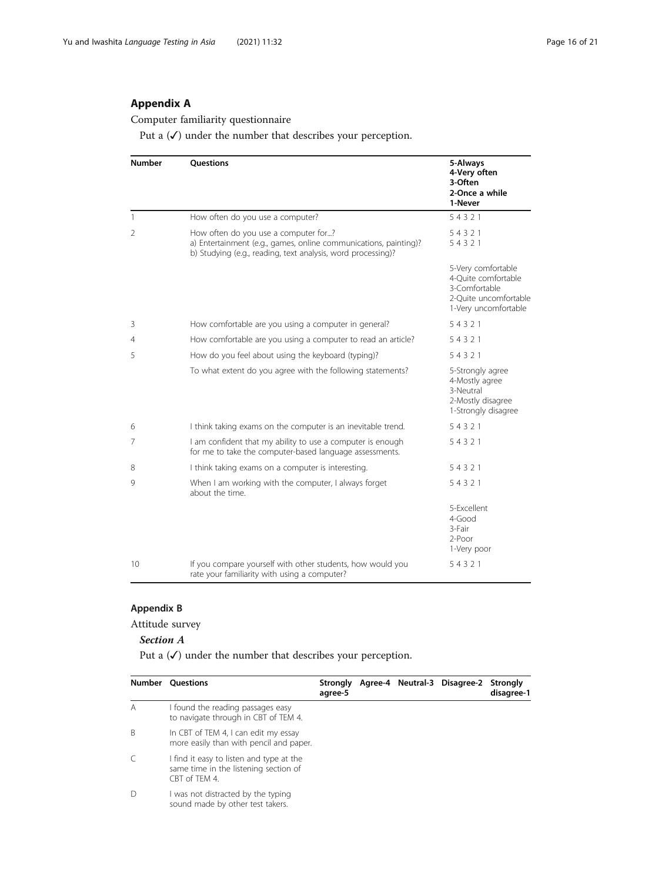## Appendix A

Computer familiarity questionnaire

Put a (✓) under the number that describes your perception.

| Number | Questions | 5-Always<br>4-Very often<br>3-Often<br>2-Once a while<br>1-Never |
|---|---|---|
| 1 | How often do you use a computer? | 5 4 3 2 1 |
| 2 | How often do you use a computer for...?<br>a) Entertainment (e.g., games, online communications, painting)?<br>b) Studying (e.g., reading, text analysis, word processing)? | 5 4 3 2 1<br>5 4 3 2 1 |
| | | 5-Very comfortable<br>4-Quite comfortable<br>3-Comfortable<br>2-Quite uncomfortable<br>1-Very uncomfortable |
| 3 | How comfortable are you using a computer in general? | 5 4 3 2 1 |
| 4 | How comfortable are you using a computer to read an article? | 5 4 3 2 1 |
| 5 | How do you feel about using the keyboard (typing)? | 5 4 3 2 1 |
| | To what extent do you agree with the following statements? | 5-Strongly agree<br>4-Mostly agree<br>3-Neutral<br>2-Mostly disagree<br>1-Strongly disagree |
| 6 | I think taking exams on the computer is an inevitable trend. | 5 4 3 2 1 |
| 7 | I am confident that my ability to use a computer is enough for me to take the computer-based language assessments. | 5 4 3 2 1 |
| 8 | I think taking exams on a computer is interesting. | 5 4 3 2 1 |
| 9 | When I am working with the computer, I always forget about the time. | 5 4 3 2 1 |
| | | 5-Excellent<br>4-Good<br>3-Fair<br>2-Poor<br>1-Very poor |
| 10 | If you compare yourself with other students, how would you rate your familiarity with using a computer? | 5 4 3 2 1 |

## Appendix B

Attitude survey

### *Section A*

Put a (✓) under the number that describes your perception.

| Number | Questions | Strongly agree-5 | Agree-4 | Neutral-3 | Disagree-2 | Strongly disagree-1 |
|---|---|---|---|---|---|---|
| A | I found the reading passages easy to navigate through in CBT of TEM 4. | | | | | |
| B | In CBT of TEM 4, I can edit my essay more easily than with pencil and paper. | | | | | |
| C | I find it easy to listen and type at the same time in the listening section of CBT of TEM 4. | | | | | |
| D | I was not distracted by the typing sound made by other test takers. | | | | | |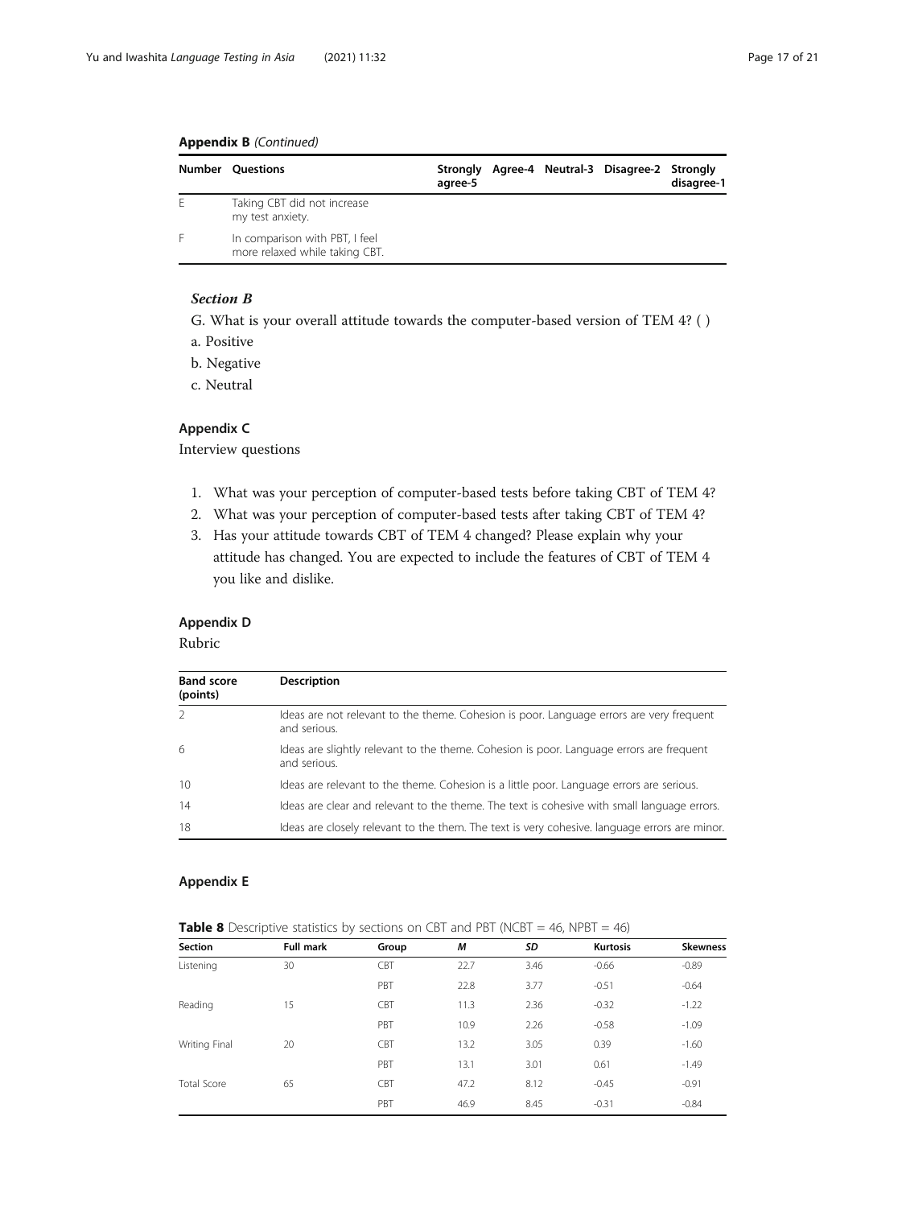**Appendix B** *(Continued)*

| Number | Questions | Strongly agree-5 | Agree-4 | Neutral-3 | Disagree-2 | Strongly disagree-1 |
|---|---|---|---|---|---|---|
| E | Taking CBT did not increase my test anxiety. | | | | | |
| F | In comparison with PBT, I feel more relaxed while taking CBT. | | | | | |

### *Section B*

G. What is your overall attitude towards the computer-based version of TEM 4? ( )

a. Positive

b. Negative

c. Neutral

## Appendix C

Interview questions

1. What was your perception of computer-based tests before taking CBT of TEM 4?
2. What was your perception of computer-based tests after taking CBT of TEM 4?
3. Has your attitude towards CBT of TEM 4 changed? Please explain why your attitude has changed. You are expected to include the features of CBT of TEM 4 you like and dislike.

## Appendix D

Rubric

| Band score (points) | Description |
|---|---|
| 2 | Ideas are not relevant to the theme. Cohesion is poor. Language errors are very frequent and serious. |
| 6 | Ideas are slightly relevant to the theme. Cohesion is poor. Language errors are frequent and serious. |
| 10 | Ideas are relevant to the theme. Cohesion is a little poor. Language errors are serious. |
| 14 | Ideas are clear and relevant to the theme. The text is cohesive with small language errors. |
| 18 | Ideas are closely relevant to the them. The text is very cohesive. language errors are minor. |

## Appendix E

**Table 8** Descriptive statistics by sections on CBT and PBT (NCBT = 46, NPBT = 46)

| Section | Full mark | Group | *M* | *SD* | Kurtosis | Skewness |
|---|---|---|---|---|---|---|
| Listening | 30 | CBT | 22.7 | 3.46 | -0.66 | -0.89 |
| | | PBT | 22.8 | 3.77 | -0.51 | -0.64 |
| Reading | 15 | CBT | 11.3 | 2.36 | -0.32 | -1.22 |
| | | PBT | 10.9 | 2.26 | -0.58 | -1.09 |
| Writing Final | 20 | CBT | 13.2 | 3.05 | 0.39 | -1.60 |
| | | PBT | 13.1 | 3.01 | 0.61 | -1.49 |
| Total Score | 65 | CBT | 47.2 | 8.12 | -0.45 | -0.91 |
| | | PBT | 46.9 | 8.45 | -0.31 | -0.84 |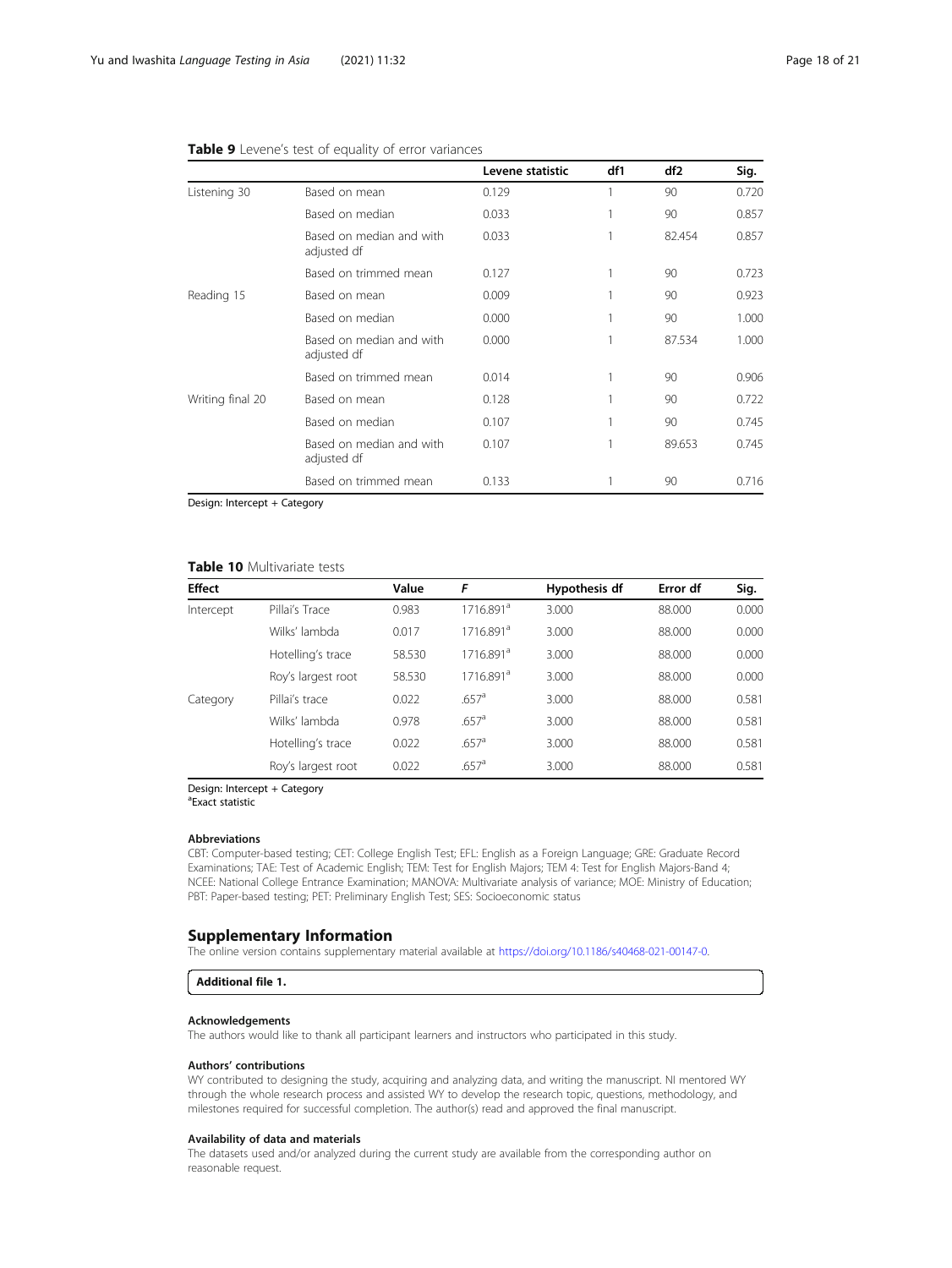**Table 9** Levene's test of equality of error variances

| | | Levene statistic | df1 | df2 | Sig. |
|---|---|---|---|---|---|
| Listening 30 | Based on mean | 0.129 | 1 | 90 | 0.720 |
| | Based on median | 0.033 | 1 | 90 | 0.857 |
| | Based on median and with adjusted df | 0.033 | 1 | 82.454 | 0.857 |
| | Based on trimmed mean | 0.127 | 1 | 90 | 0.723 |
| Reading 15 | Based on mean | 0.009 | 1 | 90 | 0.923 |
| | Based on median | 0.000 | 1 | 90 | 1.000 |
| | Based on median and with adjusted df | 0.000 | 1 | 87.534 | 1.000 |
| | Based on trimmed mean | 0.014 | 1 | 90 | 0.906 |
| Writing final 20 | Based on mean | 0.128 | 1 | 90 | 0.722 |
| | Based on median | 0.107 | 1 | 90 | 0.745 |
| | Based on median and with adjusted df | 0.107 | 1 | 89.653 | 0.745 |
| | Based on trimmed mean | 0.133 | 1 | 90 | 0.716 |

Design: Intercept + Category

**Table 10** Multivariate tests

| Effect | | Value | *F* | Hypothesis df | Error df | Sig. |
|---|---|---|---|---|---|---|
| Intercept | Pillai's Trace | 0.983 | 1716.891[a] | 3.000 | 88.000 | 0.000 |
| | Wilks' lambda | 0.017 | 1716.891[a] | 3.000 | 88.000 | 0.000 |
| | Hotelling's trace | 58.530 | 1716.891[a] | 3.000 | 88.000 | 0.000 |
| | Roy's largest root | 58.530 | 1716.891[a] | 3.000 | 88.000 | 0.000 |
| Category | Pillai's trace | 0.022 | .657[a] | 3.000 | 88.000 | 0.581 |
| | Wilks' lambda | 0.978 | .657[a] | 3.000 | 88.000 | 0.581 |
| | Hotelling's trace | 0.022 | .657[a] | 3.000 | 88.000 | 0.581 |
| | Roy's largest root | 0.022 | .657[a] | 3.000 | 88.000 | 0.581 |

Design: Intercept + Category
[a]Exact statistic

#### Abbreviations

CBT: Computer-based testing; CET: College English Test; EFL: English as a Foreign Language; GRE: Graduate Record Examinations; TAE: Test of Academic English; TEM: Test for English Majors; TEM 4: Test for English Majors-Band 4; NCEE: National College Entrance Examination; MANOVA: Multivariate analysis of variance; MOE: Ministry of Education; PBT: Paper-based testing; PET: Preliminary English Test; SES: Socioeconomic status

## Supplementary Information

The online version contains supplementary material available at https://doi.org/10.1186/s40468-021-00147-0.

**Additional file 1.**

#### Acknowledgements

The authors would like to thank all participant learners and instructors who participated in this study.

#### Authors' contributions

WY contributed to designing the study, acquiring and analyzing data, and writing the manuscript. NI mentored WY through the whole research process and assisted WY to develop the research topic, questions, methodology, and milestones required for successful completion. The author(s) read and approved the final manuscript.

#### Availability of data and materials

The datasets used and/or analyzed during the current study are available from the corresponding author on reasonable request.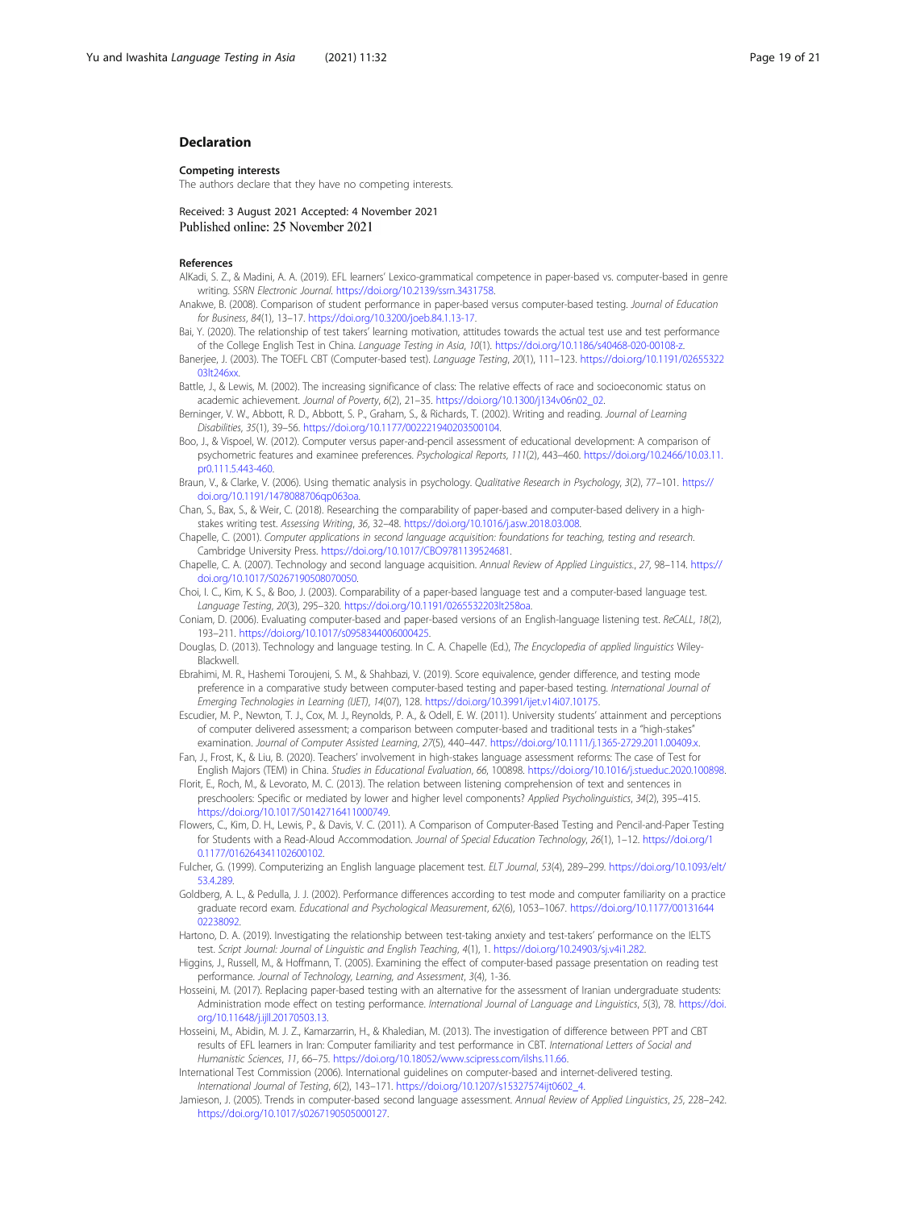## Declaration

### Competing interests

The authors declare that they have no competing interests.

Received: 3 August 2021 Accepted: 4 November 2021
Published online: 25 November 2021

### References

AlKadi, S. Z., & Madini, A. A. (2019). EFL learners' Lexico-grammatical competence in paper-based vs. computer-based in genre writing. *SSRN Electronic Journal*. https://doi.org/10.2139/ssrn.3431758.

Anakwe, B. (2008). Comparison of student performance in paper-based versus computer-based testing. *Journal of Education for Business*, *84*(1), 13–17. https://doi.org/10.3200/joeb.84.1.13-17.

Bai, Y. (2020). The relationship of test takers' learning motivation, attitudes towards the actual test use and test performance of the College English Test in China. *Language Testing in Asia*, *10*(1). https://doi.org/10.1186/s40468-020-00108-z.

Banerjee, J. (2003). The TOEFL CBT (Computer-based test). *Language Testing*, *20*(1), 111–123. https://doi.org/10.1191/0265532203lt246xx.

Battle, J., & Lewis, M. (2002). The increasing significance of class: The relative effects of race and socioeconomic status on academic achievement. *Journal of Poverty*, *6*(2), 21–35. https://doi.org/10.1300/j134v06n02_02.

Berninger, V. W., Abbott, R. D., Abbott, S. P., Graham, S., & Richards, T. (2002). Writing and reading. *Journal of Learning Disabilities*, *35*(1), 39–56. https://doi.org/10.1177/002221940203500104.

Boo, J., & Vispoel, W. (2012). Computer versus paper-and-pencil assessment of educational development: A comparison of psychometric features and examinee preferences. *Psychological Reports*, *111*(2), 443–460. https://doi.org/10.2466/10.03.11.pr0.111.5.443-460.

Braun, V., & Clarke, V. (2006). Using thematic analysis in psychology. *Qualitative Research in Psychology*, *3*(2), 77–101. https://doi.org/10.1191/1478088706qp063oa.

Chan, S., Bax, S., & Weir, C. (2018). Researching the comparability of paper-based and computer-based delivery in a high-stakes writing test. *Assessing Writing*, *36*, 32–48. https://doi.org/10.1016/j.asw.2018.03.008.

Chapelle, C. (2001). *Computer applications in second language acquisition: foundations for teaching, testing and research*. Cambridge University Press. https://doi.org/10.1017/CBO9781139524681.

Chapelle, C. A. (2007). Technology and second language acquisition. *Annual Review of Applied Linguistics.*, *27*, 98–114. https://doi.org/10.1017/S0267190508070050.

Choi, I. C., Kim, K. S., & Boo, J. (2003). Comparability of a paper-based language test and a computer-based language test. *Language Testing*, *20*(3), 295–320. https://doi.org/10.1191/0265532203lt258oa.

Coniam, D. (2006). Evaluating computer-based and paper-based versions of an English-language listening test. *ReCALL*, *18*(2), 193–211. https://doi.org/10.1017/s0958344006000425.

Douglas, D. (2013). Technology and language testing. In C. A. Chapelle (Ed.), *The Encyclopedia of applied linguistics* Wiley-Blackwell.

Ebrahimi, M. R., Hashemi Toroujeni, S. M., & Shahbazi, V. (2019). Score equivalence, gender difference, and testing mode preference in a comparative study between computer-based testing and paper-based testing. *International Journal of Emerging Technologies in Learning (IJET)*, *14*(07), 128. https://doi.org/10.3991/ijet.v14i07.10175.

Escudier, M. P., Newton, T. J., Cox, M. J., Reynolds, P. A., & Odell, E. W. (2011). University students' attainment and perceptions of computer delivered assessment; a comparison between computer-based and traditional tests in a "high-stakes" examination. *Journal of Computer Assisted Learning*, *27*(5), 440–447. https://doi.org/10.1111/j.1365-2729.2011.00409.x.

Fan, J., Frost, K., & Liu, B. (2020). Teachers' involvement in high-stakes language assessment reforms: The case of Test for English Majors (TEM) in China. *Studies in Educational Evaluation*, *66*, 100898. https://doi.org/10.1016/j.stueduc.2020.100898.

Florit, E., Roch, M., & Levorato, M. C. (2013). The relation between listening comprehension of text and sentences in preschoolers: Specific or mediated by lower and higher level components? *Applied Psycholinguistics*, *34*(2), 395–415. https://doi.org/10.1017/S0142716411000749.

Flowers, C., Kim, D. H., Lewis, P., & Davis, V. C. (2011). A Comparison of Computer-Based Testing and Pencil-and-Paper Testing for Students with a Read-Aloud Accommodation. *Journal of Special Education Technology*, *26*(1), 1–12. https://doi.org/10.1177/016264341102600102.

Fulcher, G. (1999). Computerizing an English language placement test. *ELT Journal*, *53*(4), 289–299. https://doi.org/10.1093/elt/53.4.289.

Goldberg, A. L., & Pedulla, J. J. (2002). Performance differences according to test mode and computer familiarity on a practice graduate record exam. *Educational and Psychological Measurement*, *62*(6), 1053–1067. https://doi.org/10.1177/0013164402238092.

Hartono, D. A. (2019). Investigating the relationship between test-taking anxiety and test-takers' performance on the IELTS test. *Script Journal: Journal of Linguistic and English Teaching*, *4*(1), 1. https://doi.org/10.24903/sj.v4i1.282.

Higgins, J., Russell, M., & Hoffmann, T. (2005). Examining the effect of computer-based passage presentation on reading test performance. *Journal of Technology, Learning, and Assessment*, *3*(4), 1-36.

Hosseini, M. (2017). Replacing paper-based testing with an alternative for the assessment of Iranian undergraduate students: Administration mode effect on testing performance. *International Journal of Language and Linguistics*, *5*(3), 78. https://doi.org/10.11648/j.ijll.20170503.13.

Hosseini, M., Abidin, M. J. Z., Kamarzarrin, H., & Khaledian, M. (2013). The investigation of difference between PPT and CBT results of EFL learners in Iran: Computer familiarity and test performance in CBT. *International Letters of Social and Humanistic Sciences*, *11*, 66–75. https://doi.org/10.18052/www.scipress.com/ilshs.11.66.

International Test Commission (2006). International guidelines on computer-based and internet-delivered testing. *International Journal of Testing*, *6*(2), 143–171. https://doi.org/10.1207/s15327574ijt0602_4.

Jamieson, J. (2005). Trends in computer-based second language assessment. *Annual Review of Applied Linguistics*, *25*, 228–242. https://doi.org/10.1017/s0267190505000127.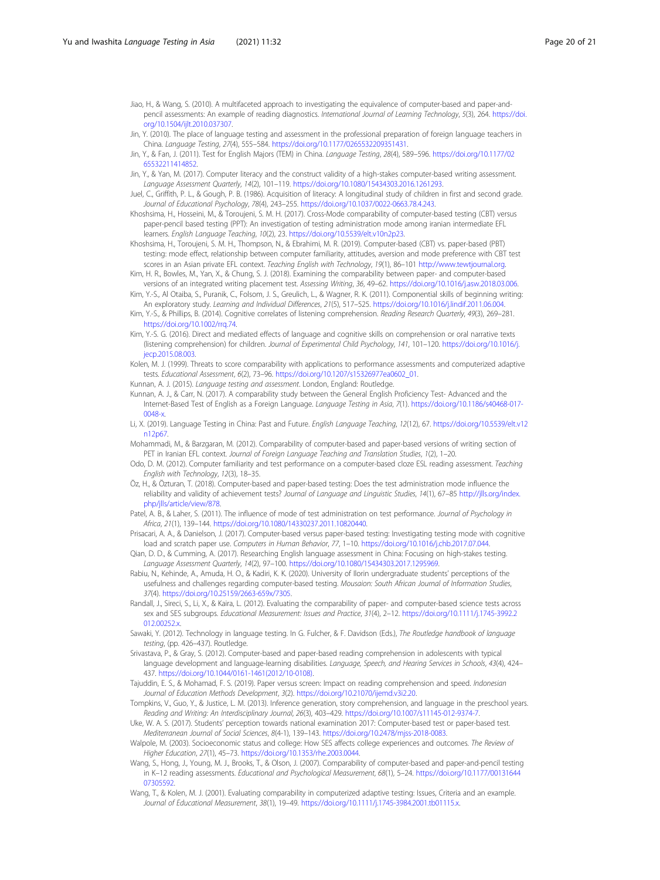Jiao, H., & Wang, S. (2010). A multifaceted approach to investigating the equivalence of computer-based and paper-and-pencil assessments: An example of reading diagnostics. *International Journal of Learning Technology*, *5*(3), 264. https://doi.org/10.1504/ijlt.2010.037307.

Jin, Y. (2010). The place of language testing and assessment in the professional preparation of foreign language teachers in China. *Language Testing*, *27*(4), 555–584. https://doi.org/10.1177/0265532209351431.

Jin, Y., & Fan, J. (2011). Test for English Majors (TEM) in China. *Language Testing*, *28*(4), 589–596. https://doi.org/10.1177/0265532211414852.

Jin, Y., & Yan, M. (2017). Computer literacy and the construct validity of a high-stakes computer-based writing assessment. *Language Assessment Quarterly*, *14*(2), 101–119. https://doi.org/10.1080/15434303.2016.1261293.

Juel, C., Griffith, P. L., & Gough, P. B. (1986). Acquisition of literacy: A longitudinal study of children in first and second grade. *Journal of Educational Psychology*, *78*(4), 243–255. https://doi.org/10.1037/0022-0663.78.4.243.

Khoshsima, H., Hosseini, M., & Toroujeni, S. M. H. (2017). Cross-Mode comparability of computer-based testing (CBT) versus paper-pencil based testing (PPT): An investigation of testing administration mode among iranian intermediate EFL learners. *English Language Teaching*, *10*(2), 23. https://doi.org/10.5539/elt.v10n2p23.

Khoshsima, H., Toroujeni, S. M. H., Thompson, N., & Ebrahimi, M. R. (2019). Computer-based (CBT) vs. paper-based (PBT) testing: mode effect, relationship between computer familiarity, attitudes, aversion and mode preference with CBT test scores in an Asian private EFL context. *Teaching English with Technology*, *19*(1), 86–101 http://www.tewtjournal.org.

Kim, H. R., Bowles, M., Yan, X., & Chung, S. J. (2018). Examining the comparability between paper- and computer-based versions of an integrated writing placement test. *Assessing Writing*, *36*, 49–62. https://doi.org/10.1016/j.asw.2018.03.006.

Kim, Y.-S., Al Otaiba, S., Puranik, C., Folsom, J. S., Greulich, L., & Wagner, R. K. (2011). Componential skills of beginning writing: An exploratory study. *Learning and Individual Differences*, *21*(5), 517–525. https://doi.org/10.1016/j.lindif.2011.06.004.

Kim, Y.-S., & Phillips, B. (2014). Cognitive correlates of listening comprehension. *Reading Research Quarterly*, *49*(3), 269–281. https://doi.org/10.1002/rrq.74.

Kim, Y.-S. G. (2016). Direct and mediated effects of language and cognitive skills on comprehension or oral narrative texts (listening comprehension) for children. *Journal of Experimental Child Psychology*, *141*, 101–120. https://doi.org/10.1016/j.jecp.2015.08.003.

Kolen, M. J. (1999). Threats to score comparability with applications to performance assessments and computerized adaptive tests. *Educational Assessment*, *6*(2), 73–96. https://doi.org/10.1207/s15326977ea0602_01.

Kunnan, A. J. (2015). *Language testing and assessment*. London, England: Routledge.

Kunnan, A. J., & Carr, N. (2017). A comparability study between the General English Proficiency Test- Advanced and the Internet-Based Test of English as a Foreign Language. *Language Testing in Asia*, *7*(1). https://doi.org/10.1186/s40468-017-0048-x.

Li, X. (2019). Language Testing in China: Past and Future. *English Language Teaching*, *12*(12), 67. https://doi.org/10.5539/elt.v12n12p67.

Mohammadi, M., & Barzgaran, M. (2012). Comparability of computer-based and paper-based versions of writing section of PET in Iranian EFL context. *Journal of Foreign Language Teaching and Translation Studies*, *1*(2), 1–20.

Odo, D. M. (2012). Computer familiarity and test performance on a computer-based cloze ESL reading assessment. *Teaching English with Technology*, *12*(3), 18–35.

Öz, H., & Özturan, T. (2018). Computer-based and paper-based testing: Does the test administration mode influence the reliability and validity of achievement tests? *Journal of Language and Linguistic Studies*, *14*(1), 67–85 http://jlls.org/index.php/jlls/article/view/878.

Patel, A. B., & Laher, S. (2011). The influence of mode of test administration on test performance. *Journal of Psychology in Africa*, *21*(1), 139–144. https://doi.org/10.1080/14330237.2011.10820440.

Prisacari, A. A., & Danielson, J. (2017). Computer-based versus paper-based testing: Investigating testing mode with cognitive load and scratch paper use. *Computers in Human Behavior*, *77*, 1–10. https://doi.org/10.1016/j.chb.2017.07.044.

Qian, D. D., & Cumming, A. (2017). Researching English language assessment in China: Focusing on high-stakes testing. *Language Assessment Quarterly*, *14*(2), 97–100. https://doi.org/10.1080/15434303.2017.1295969.

Rabiu, N., Kehinde, A., Amuda, H. O., & Kadiri, K. K. (2020). University of Ilorin undergraduate students' perceptions of the usefulness and challenges regarding computer-based testing. *Mousaion: South African Journal of Information Studies*, *37*(4). https://doi.org/10.25159/2663-659x/7305.

Randall, J., Sireci, S., Li, X., & Kaira, L. (2012). Evaluating the comparability of paper- and computer-based science tests across sex and SES subgroups. *Educational Measurement: Issues and Practice*, *31*(4), 2–12. https://doi.org/10.1111/j.1745-3992.2012.00252.x.

Sawaki, Y. (2012). Technology in language testing. In G. Fulcher, & F. Davidson (Eds.), *The Routledge handbook of language testing*, (pp. 426–437). Routledge.

Srivastava, P., & Gray, S. (2012). Computer-based and paper-based reading comprehension in adolescents with typical language development and language-learning disabilities. *Language, Speech, and Hearing Services in Schools*, *43*(4), 424–437. https://doi.org/10.1044/0161-1461(2012/10-0108).

Tajuddin, E. S., & Mohamad, F. S. (2019). Paper versus screen: Impact on reading comprehension and speed. *Indonesian Journal of Education Methods Development*, *3*(2). https://doi.org/10.21070/ijemd.v3i2.20.

Tompkins, V., Guo, Y., & Justice, L. M. (2013). Inference generation, story comprehension, and language in the preschool years. *Reading and Writing: An Interdisciplinary Journal*, *26*(3), 403–429. https://doi.org/10.1007/s11145-012-9374-7.

Uke, W. A. S. (2017). Students' perception towards national examination 2017: Computer-based test or paper-based test. *Mediterranean Journal of Social Sciences*, *8*(4-1), 139–143. https://doi.org/10.2478/mjss-2018-0083.

Walpole, M. (2003). Socioeconomic status and college: How SES affects college experiences and outcomes. *The Review of Higher Education*, *27*(1), 45–73. https://doi.org/10.1353/rhe.2003.0044.

Wang, S., Hong, J., Young, M. J., Brooks, T., & Olson, J. (2007). Comparability of computer-based and paper-and-pencil testing in K–12 reading assessments. *Educational and Psychological Measurement*, *68*(1), 5–24. https://doi.org/10.1177/0013164407305592.

Wang, T., & Kolen, M. J. (2001). Evaluating comparability in computerized adaptive testing: Issues, Criteria and an example. *Journal of Educational Measurement*, *38*(1), 19–49. https://doi.org/10.1111/j.1745-3984.2001.tb01115.x.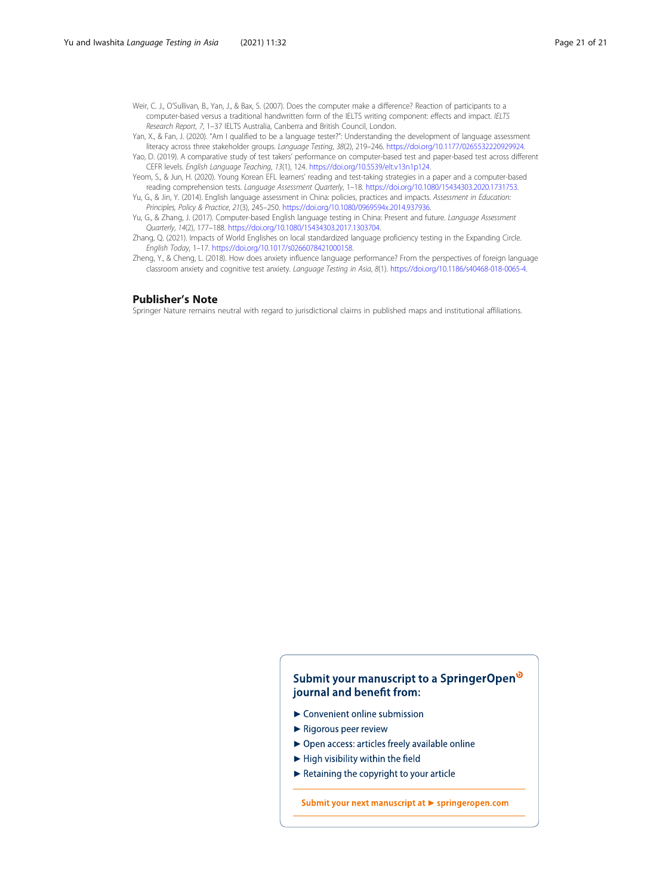Weir, C. J., O'Sullivan, B., Yan, J., & Bax, S. (2007). Does the computer make a difference? Reaction of participants to a computer-based versus a traditional handwritten form of the IELTS writing component: effects and impact. *IELTS Research Report*, *7*, 1–37 IELTS Australia, Canberra and British Council, London.

Yan, X., & Fan, J. (2020). "Am I qualified to be a language tester?": Understanding the development of language assessment literacy across three stakeholder groups. *Language Testing*, *38*(2), 219–246. https://doi.org/10.1177/0265532220929924.

Yao, D. (2019). A comparative study of test takers' performance on computer-based test and paper-based test across different CEFR levels. *English Language Teaching*, *13*(1), 124. https://doi.org/10.5539/elt.v13n1p124.

Yeom, S., & Jun, H. (2020). Young Korean EFL learners' reading and test-taking strategies in a paper and a computer-based reading comprehension tests. *Language Assessment Quarterly*, 1–18. https://doi.org/10.1080/15434303.2020.1731753.

Yu, G., & Jin, Y. (2014). English language assessment in China: policies, practices and impacts. *Assessment in Education: Principles, Policy & Practice*, *21*(3), 245–250. https://doi.org/10.1080/0969594x.2014.937936.

Yu, G., & Zhang, J. (2017). Computer-based English language testing in China: Present and future. *Language Assessment Quarterly*, *14*(2), 177–188. https://doi.org/10.1080/15434303.2017.1303704.

Zhang, Q. (2021). Impacts of World Englishes on local standardized language proficiency testing in the Expanding Circle. *English Today*, 1–17. https://doi.org/10.1017/s0266078421000158.

Zheng, Y., & Cheng, L. (2018). How does anxiety influence language performance? From the perspectives of foreign language classroom anxiety and cognitive test anxiety. *Language Testing in Asia*, *8*(1). https://doi.org/10.1186/s40468-018-0065-4.

## Publisher's Note

Springer Nature remains neutral with regard to jurisdictional claims in published maps and institutional affiliations.

**Submit your manuscript to a SpringerOpen journal and benefit from:**

- ► Convenient online submission
- ► Rigorous peer review
- ► Open access: articles freely available online
- ► High visibility within the field
- ► Retaining the copyright to your article

**Submit your next manuscript at ► springeropen.com**